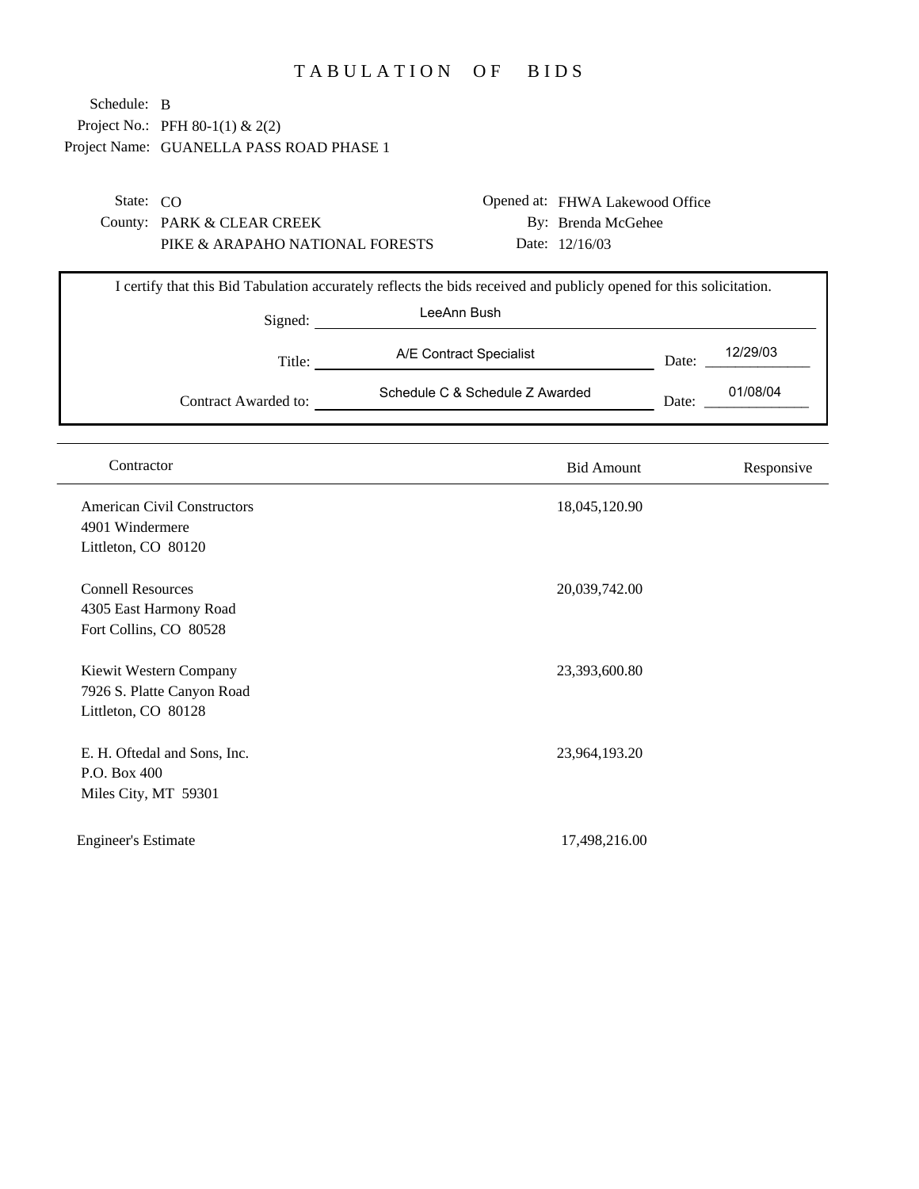# TABULATION OF BIDS

Schedule: B
Project No.: PFH 80-1(1) & 2(2)
Project Name: GUANELLA PASS ROAD PHASE 1

State: CO
County: PARK & CLEAR CREEK
PIKE & ARAPAHO NATIONAL FORESTS

Opened at: FHWA Lakewood Office
By: Brenda McGehee
Date: 12/16/03

I certify that this Bid Tabulation accurately reflects the bids received and publicly opened for this solicitation.

Signed: LeeAnn Bush

Title: A/E Contract Specialist    Date: 12/29/03

Contract Awarded to: Schedule C & Schedule Z Awarded    Date: 01/08/04

| Contractor | Bid Amount | Responsive |
|---|---|---|
| American Civil Constructors<br>4901 Windermere<br>Littleton, CO 80120 | 18,045,120.90 | |
| Connell Resources<br>4305 East Harmony Road<br>Fort Collins, CO 80528 | 20,039,742.00 | |
| Kiewit Western Company<br>7926 S. Platte Canyon Road<br>Littleton, CO 80128 | 23,393,600.80 | |
| E. H. Oftedal and Sons, Inc.<br>P.O. Box 400<br>Miles City, MT 59301 | 23,964,193.20 | |
| Engineer's Estimate | 17,498,216.00 | |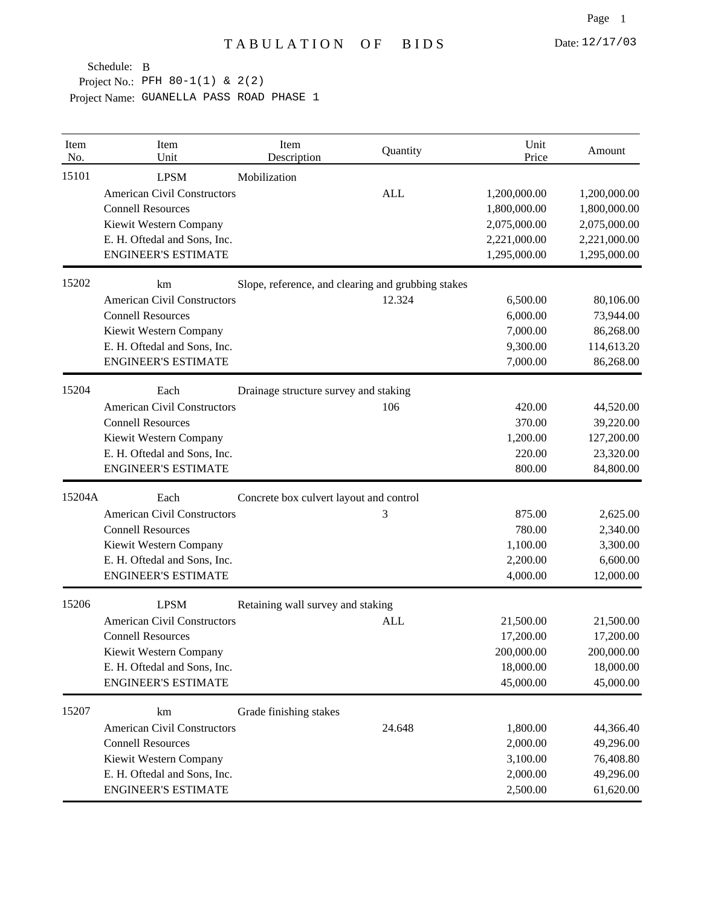# TABULATION OF BIDS

Date: 12/17/03

Schedule: B
Project No.: PFH 80-1(1) & 2(2)
Project Name: GUANELLA PASS ROAD PHASE 1

| Item No. | Item Unit | Item Description | Quantity | Unit Price | Amount |
|---|---|---|---|---|---|
| 15101 | LPSM | Mobilization | | | |
| | American Civil Constructors | | ALL | 1,200,000.00 | 1,200,000.00 |
| | Connell Resources | | | 1,800,000.00 | 1,800,000.00 |
| | Kiewit Western Company | | | 2,075,000.00 | 2,075,000.00 |
| | E. H. Oftedal and Sons, Inc. | | | 2,221,000.00 | 2,221,000.00 |
| | ENGINEER'S ESTIMATE | | | 1,295,000.00 | 1,295,000.00 |
| 15202 | km | Slope, reference, and clearing and grubbing stakes | | | |
| | American Civil Constructors | | 12.324 | 6,500.00 | 80,106.00 |
| | Connell Resources | | | 6,000.00 | 73,944.00 |
| | Kiewit Western Company | | | 7,000.00 | 86,268.00 |
| | E. H. Oftedal and Sons, Inc. | | | 9,300.00 | 114,613.20 |
| | ENGINEER'S ESTIMATE | | | 7,000.00 | 86,268.00 |
| 15204 | Each | Drainage structure survey and staking | | | |
| | American Civil Constructors | | 106 | 420.00 | 44,520.00 |
| | Connell Resources | | | 370.00 | 39,220.00 |
| | Kiewit Western Company | | | 1,200.00 | 127,200.00 |
| | E. H. Oftedal and Sons, Inc. | | | 220.00 | 23,320.00 |
| | ENGINEER'S ESTIMATE | | | 800.00 | 84,800.00 |
| 15204A | Each | Concrete box culvert layout and control | | | |
| | American Civil Constructors | | 3 | 875.00 | 2,625.00 |
| | Connell Resources | | | 780.00 | 2,340.00 |
| | Kiewit Western Company | | | 1,100.00 | 3,300.00 |
| | E. H. Oftedal and Sons, Inc. | | | 2,200.00 | 6,600.00 |
| | ENGINEER'S ESTIMATE | | | 4,000.00 | 12,000.00 |
| 15206 | LPSM | Retaining wall survey and staking | | | |
| | American Civil Constructors | | ALL | 21,500.00 | 21,500.00 |
| | Connell Resources | | | 17,200.00 | 17,200.00 |
| | Kiewit Western Company | | | 200,000.00 | 200,000.00 |
| | E. H. Oftedal and Sons, Inc. | | | 18,000.00 | 18,000.00 |
| | ENGINEER'S ESTIMATE | | | 45,000.00 | 45,000.00 |
| 15207 | km | Grade finishing stakes | | | |
| | American Civil Constructors | | 24.648 | 1,800.00 | 44,366.40 |
| | Connell Resources | | | 2,000.00 | 49,296.00 |
| | Kiewit Western Company | | | 3,100.00 | 76,408.80 |
| | E. H. Oftedal and Sons, Inc. | | | 2,000.00 | 49,296.00 |
| | ENGINEER'S ESTIMATE | | | 2,500.00 | 61,620.00 |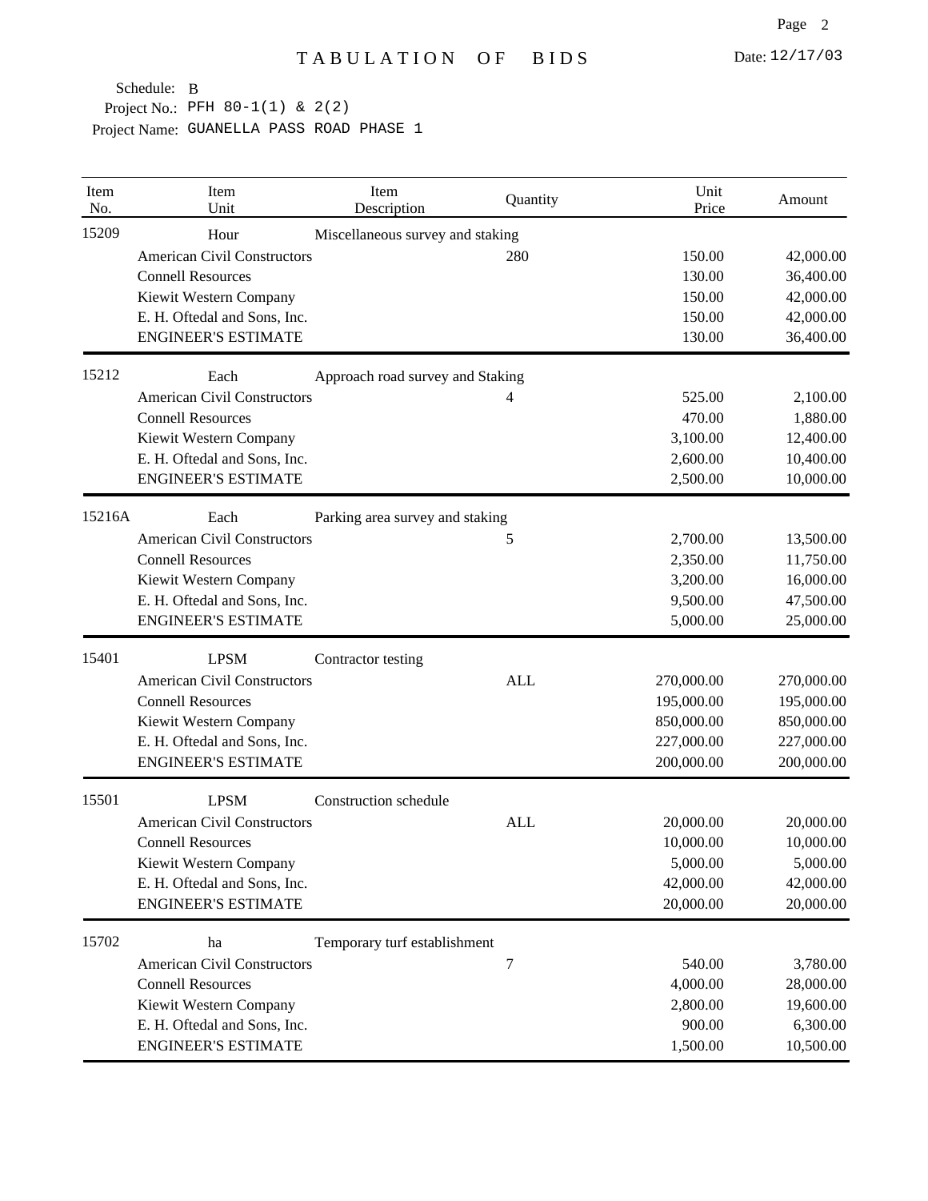# TABULATION OF BIDS

Date: 12/17/03

Schedule: B
Project No.: PFH 80-1(1) & 2(2)
Project Name: GUANELLA PASS ROAD PHASE 1

| Item No. | Item Unit | Item Description | Quantity | Unit Price | Amount |
|---|---|---|---|---|---|
| 15209 | Hour | Miscellaneous survey and staking | | | |
| | American Civil Constructors | | 280 | 150.00 | 42,000.00 |
| | Connell Resources | | | 130.00 | 36,400.00 |
| | Kiewit Western Company | | | 150.00 | 42,000.00 |
| | E. H. Oftedal and Sons, Inc. | | | 150.00 | 42,000.00 |
| | ENGINEER'S ESTIMATE | | | 130.00 | 36,400.00 |
| 15212 | Each | Approach road survey and Staking | | | |
| | American Civil Constructors | | 4 | 525.00 | 2,100.00 |
| | Connell Resources | | | 470.00 | 1,880.00 |
| | Kiewit Western Company | | | 3,100.00 | 12,400.00 |
| | E. H. Oftedal and Sons, Inc. | | | 2,600.00 | 10,400.00 |
| | ENGINEER'S ESTIMATE | | | 2,500.00 | 10,000.00 |
| 15216A | Each | Parking area survey and staking | | | |
| | American Civil Constructors | | 5 | 2,700.00 | 13,500.00 |
| | Connell Resources | | | 2,350.00 | 11,750.00 |
| | Kiewit Western Company | | | 3,200.00 | 16,000.00 |
| | E. H. Oftedal and Sons, Inc. | | | 9,500.00 | 47,500.00 |
| | ENGINEER'S ESTIMATE | | | 5,000.00 | 25,000.00 |
| 15401 | LPSM | Contractor testing | | | |
| | American Civil Constructors | | ALL | 270,000.00 | 270,000.00 |
| | Connell Resources | | | 195,000.00 | 195,000.00 |
| | Kiewit Western Company | | | 850,000.00 | 850,000.00 |
| | E. H. Oftedal and Sons, Inc. | | | 227,000.00 | 227,000.00 |
| | ENGINEER'S ESTIMATE | | | 200,000.00 | 200,000.00 |
| 15501 | LPSM | Construction schedule | | | |
| | American Civil Constructors | | ALL | 20,000.00 | 20,000.00 |
| | Connell Resources | | | 10,000.00 | 10,000.00 |
| | Kiewit Western Company | | | 5,000.00 | 5,000.00 |
| | E. H. Oftedal and Sons, Inc. | | | 42,000.00 | 42,000.00 |
| | ENGINEER'S ESTIMATE | | | 20,000.00 | 20,000.00 |
| 15702 | ha | Temporary turf establishment | | | |
| | American Civil Constructors | | 7 | 540.00 | 3,780.00 |
| | Connell Resources | | | 4,000.00 | 28,000.00 |
| | Kiewit Western Company | | | 2,800.00 | 19,600.00 |
| | E. H. Oftedal and Sons, Inc. | | | 900.00 | 6,300.00 |
| | ENGINEER'S ESTIMATE | | | 1,500.00 | 10,500.00 |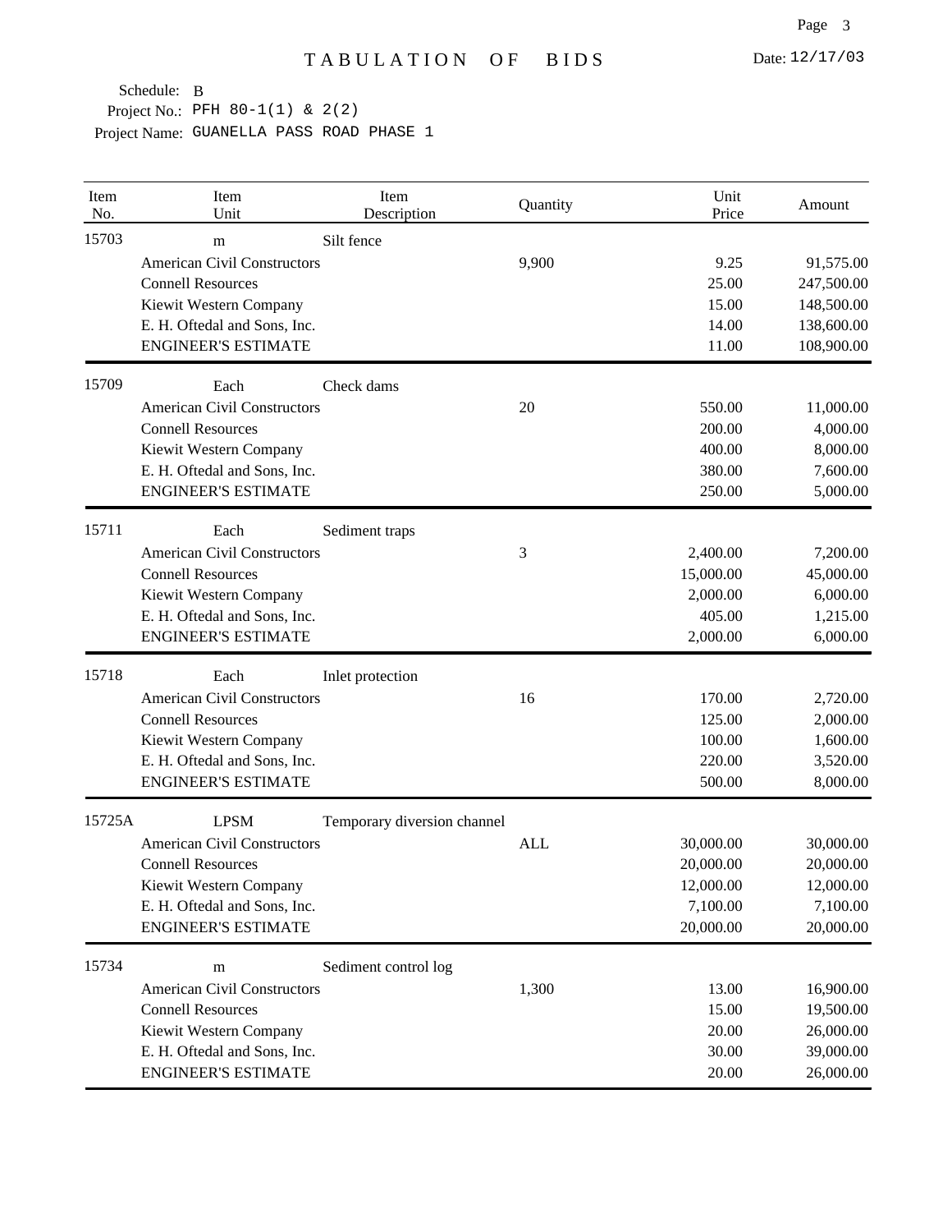# TABULATION OF BIDS

Date: 12/17/03

Schedule: B
Project No.: PFH 80-1(1) & 2(2)
Project Name: GUANELLA PASS ROAD PHASE 1

| Item No. | Item Unit | Item Description | Quantity | Unit Price | Amount |
|---|---|---|---|---|---|
| 15703 | m | Silt fence | | | |
| | American Civil Constructors | | 9,900 | 9.25 | 91,575.00 |
| | Connell Resources | | | 25.00 | 247,500.00 |
| | Kiewit Western Company | | | 15.00 | 148,500.00 |
| | E. H. Oftedal and Sons, Inc. | | | 14.00 | 138,600.00 |
| | ENGINEER'S ESTIMATE | | | 11.00 | 108,900.00 |
| 15709 | Each | Check dams | | | |
| | American Civil Constructors | | 20 | 550.00 | 11,000.00 |
| | Connell Resources | | | 200.00 | 4,000.00 |
| | Kiewit Western Company | | | 400.00 | 8,000.00 |
| | E. H. Oftedal and Sons, Inc. | | | 380.00 | 7,600.00 |
| | ENGINEER'S ESTIMATE | | | 250.00 | 5,000.00 |
| 15711 | Each | Sediment traps | | | |
| | American Civil Constructors | | 3 | 2,400.00 | 7,200.00 |
| | Connell Resources | | | 15,000.00 | 45,000.00 |
| | Kiewit Western Company | | | 2,000.00 | 6,000.00 |
| | E. H. Oftedal and Sons, Inc. | | | 405.00 | 1,215.00 |
| | ENGINEER'S ESTIMATE | | | 2,000.00 | 6,000.00 |
| 15718 | Each | Inlet protection | | | |
| | American Civil Constructors | | 16 | 170.00 | 2,720.00 |
| | Connell Resources | | | 125.00 | 2,000.00 |
| | Kiewit Western Company | | | 100.00 | 1,600.00 |
| | E. H. Oftedal and Sons, Inc. | | | 220.00 | 3,520.00 |
| | ENGINEER'S ESTIMATE | | | 500.00 | 8,000.00 |
| 15725A | LPSM | Temporary diversion channel | | | |
| | American Civil Constructors | | ALL | 30,000.00 | 30,000.00 |
| | Connell Resources | | | 20,000.00 | 20,000.00 |
| | Kiewit Western Company | | | 12,000.00 | 12,000.00 |
| | E. H. Oftedal and Sons, Inc. | | | 7,100.00 | 7,100.00 |
| | ENGINEER'S ESTIMATE | | | 20,000.00 | 20,000.00 |
| 15734 | m | Sediment control log | | | |
| | American Civil Constructors | | 1,300 | 13.00 | 16,900.00 |
| | Connell Resources | | | 15.00 | 19,500.00 |
| | Kiewit Western Company | | | 20.00 | 26,000.00 |
| | E. H. Oftedal and Sons, Inc. | | | 30.00 | 39,000.00 |
| | ENGINEER'S ESTIMATE | | | 20.00 | 26,000.00 |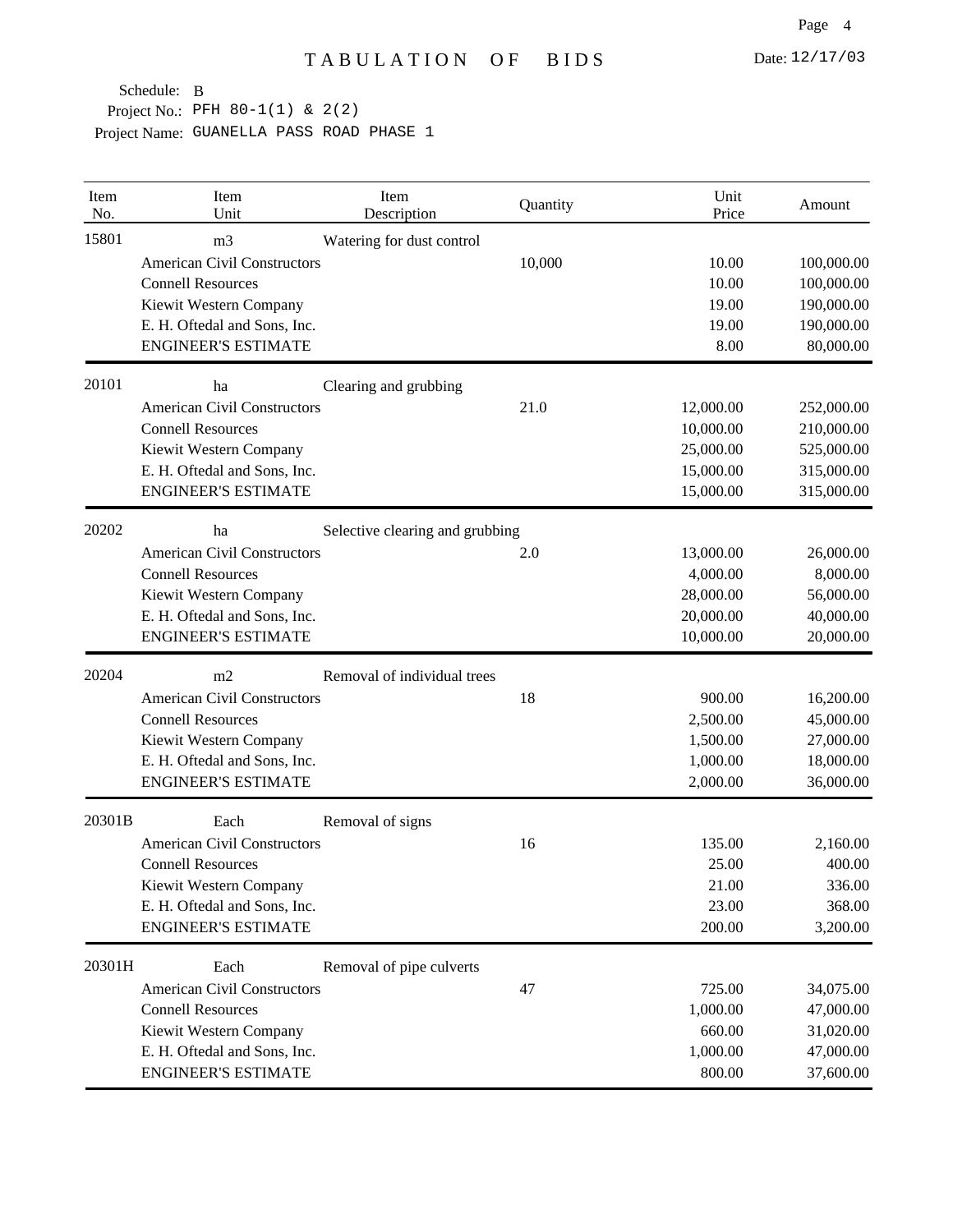# TABULATION OF BIDS

Date: 12/17/03

Schedule: B
Project No.: PFH 80-1(1) & 2(2)
Project Name: GUANELLA PASS ROAD PHASE 1

| Item No. | Item Unit | Item Description | Quantity | Unit Price | Amount |
|---|---|---|---|---|---|
| 15801 | m3 | Watering for dust control | | | |
| | American Civil Constructors | | 10,000 | 10.00 | 100,000.00 |
| | Connell Resources | | | 10.00 | 100,000.00 |
| | Kiewit Western Company | | | 19.00 | 190,000.00 |
| | E. H. Oftedal and Sons, Inc. | | | 19.00 | 190,000.00 |
| | ENGINEER'S ESTIMATE | | | 8.00 | 80,000.00 |
| 20101 | ha | Clearing and grubbing | | | |
| | American Civil Constructors | | 21.0 | 12,000.00 | 252,000.00 |
| | Connell Resources | | | 10,000.00 | 210,000.00 |
| | Kiewit Western Company | | | 25,000.00 | 525,000.00 |
| | E. H. Oftedal and Sons, Inc. | | | 15,000.00 | 315,000.00 |
| | ENGINEER'S ESTIMATE | | | 15,000.00 | 315,000.00 |
| 20202 | ha | Selective clearing and grubbing | | | |
| | American Civil Constructors | | 2.0 | 13,000.00 | 26,000.00 |
| | Connell Resources | | | 4,000.00 | 8,000.00 |
| | Kiewit Western Company | | | 28,000.00 | 56,000.00 |
| | E. H. Oftedal and Sons, Inc. | | | 20,000.00 | 40,000.00 |
| | ENGINEER'S ESTIMATE | | | 10,000.00 | 20,000.00 |
| 20204 | m2 | Removal of individual trees | | | |
| | American Civil Constructors | | 18 | 900.00 | 16,200.00 |
| | Connell Resources | | | 2,500.00 | 45,000.00 |
| | Kiewit Western Company | | | 1,500.00 | 27,000.00 |
| | E. H. Oftedal and Sons, Inc. | | | 1,000.00 | 18,000.00 |
| | ENGINEER'S ESTIMATE | | | 2,000.00 | 36,000.00 |
| 20301B | Each | Removal of signs | | | |
| | American Civil Constructors | | 16 | 135.00 | 2,160.00 |
| | Connell Resources | | | 25.00 | 400.00 |
| | Kiewit Western Company | | | 21.00 | 336.00 |
| | E. H. Oftedal and Sons, Inc. | | | 23.00 | 368.00 |
| | ENGINEER'S ESTIMATE | | | 200.00 | 3,200.00 |
| 20301H | Each | Removal of pipe culverts | | | |
| | American Civil Constructors | | 47 | 725.00 | 34,075.00 |
| | Connell Resources | | | 1,000.00 | 47,000.00 |
| | Kiewit Western Company | | | 660.00 | 31,020.00 |
| | E. H. Oftedal and Sons, Inc. | | | 1,000.00 | 47,000.00 |
| | ENGINEER'S ESTIMATE | | | 800.00 | 37,600.00 |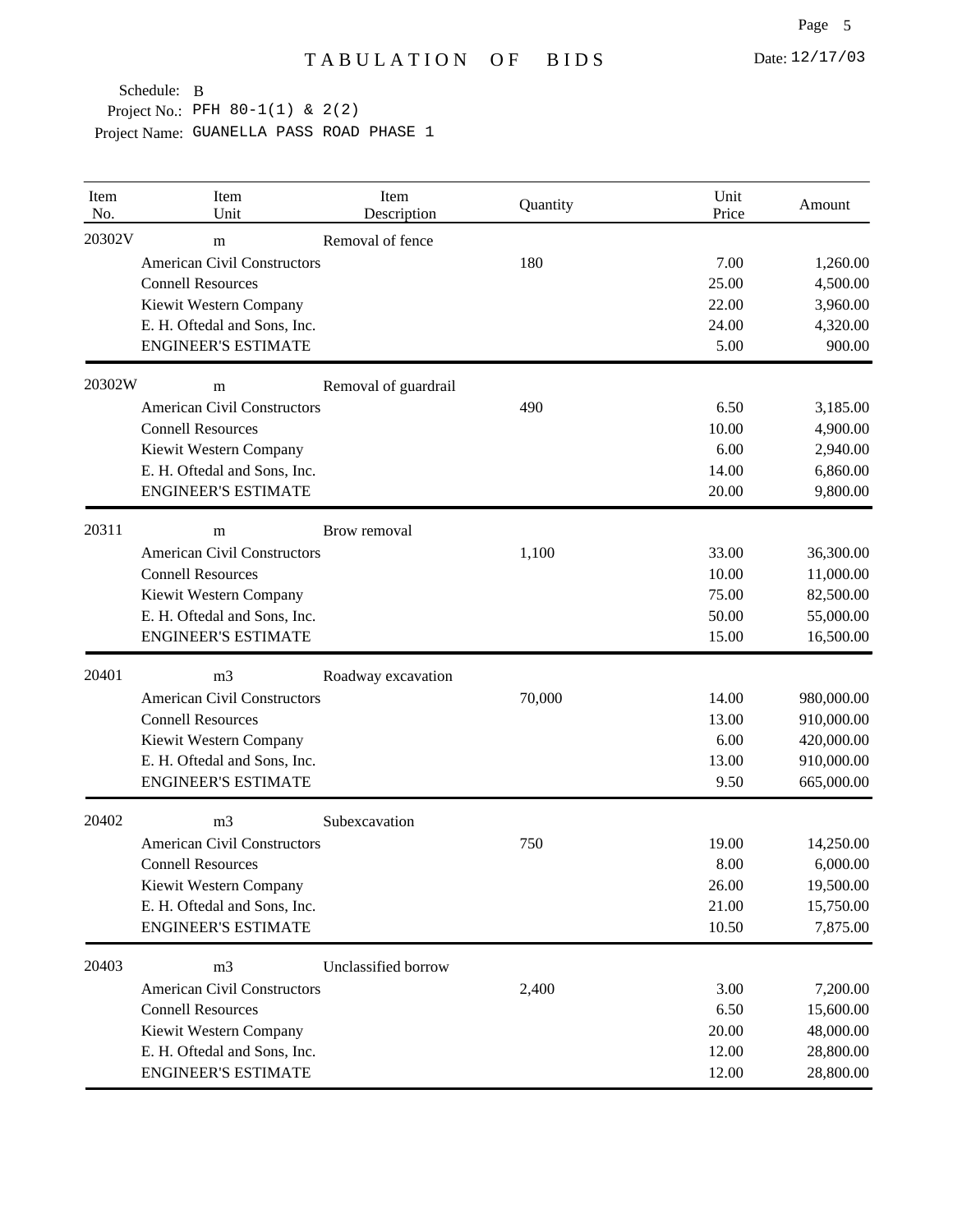# TABULATION OF BIDS

Date: 12/17/03

Schedule: B
Project No.: PFH 80-1(1) & 2(2)
Project Name: GUANELLA PASS ROAD PHASE 1

| Item No. | Item Unit | Item Description | Quantity | Unit Price | Amount |
|---|---|---|---|---|---|
| 20302V | m | Removal of fence | | | |
| | American Civil Constructors | | 180 | 7.00 | 1,260.00 |
| | Connell Resources | | | 25.00 | 4,500.00 |
| | Kiewit Western Company | | | 22.00 | 3,960.00 |
| | E. H. Oftedal and Sons, Inc. | | | 24.00 | 4,320.00 |
| | ENGINEER'S ESTIMATE | | | 5.00 | 900.00 |
| 20302W | m | Removal of guardrail | | | |
| | American Civil Constructors | | 490 | 6.50 | 3,185.00 |
| | Connell Resources | | | 10.00 | 4,900.00 |
| | Kiewit Western Company | | | 6.00 | 2,940.00 |
| | E. H. Oftedal and Sons, Inc. | | | 14.00 | 6,860.00 |
| | ENGINEER'S ESTIMATE | | | 20.00 | 9,800.00 |
| 20311 | m | Brow removal | | | |
| | American Civil Constructors | | 1,100 | 33.00 | 36,300.00 |
| | Connell Resources | | | 10.00 | 11,000.00 |
| | Kiewit Western Company | | | 75.00 | 82,500.00 |
| | E. H. Oftedal and Sons, Inc. | | | 50.00 | 55,000.00 |
| | ENGINEER'S ESTIMATE | | | 15.00 | 16,500.00 |
| 20401 | m3 | Roadway excavation | | | |
| | American Civil Constructors | | 70,000 | 14.00 | 980,000.00 |
| | Connell Resources | | | 13.00 | 910,000.00 |
| | Kiewit Western Company | | | 6.00 | 420,000.00 |
| | E. H. Oftedal and Sons, Inc. | | | 13.00 | 910,000.00 |
| | ENGINEER'S ESTIMATE | | | 9.50 | 665,000.00 |
| 20402 | m3 | Subexcavation | | | |
| | American Civil Constructors | | 750 | 19.00 | 14,250.00 |
| | Connell Resources | | | 8.00 | 6,000.00 |
| | Kiewit Western Company | | | 26.00 | 19,500.00 |
| | E. H. Oftedal and Sons, Inc. | | | 21.00 | 15,750.00 |
| | ENGINEER'S ESTIMATE | | | 10.50 | 7,875.00 |
| 20403 | m3 | Unclassified borrow | | | |
| | American Civil Constructors | | 2,400 | 3.00 | 7,200.00 |
| | Connell Resources | | | 6.50 | 15,600.00 |
| | Kiewit Western Company | | | 20.00 | 48,000.00 |
| | E. H. Oftedal and Sons, Inc. | | | 12.00 | 28,800.00 |
| | ENGINEER'S ESTIMATE | | | 12.00 | 28,800.00 |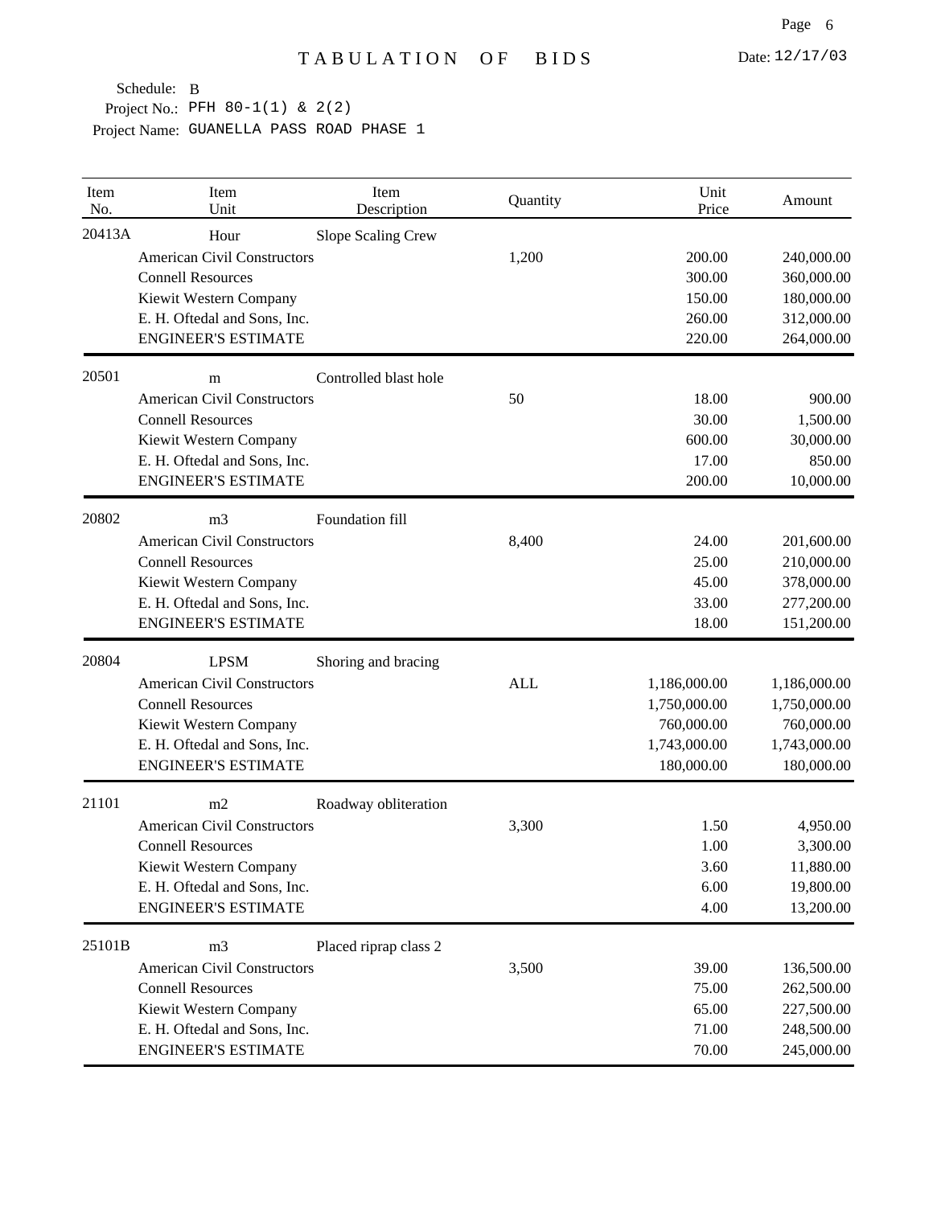# TABULATION OF BIDS

Date: 12/17/03

Schedule: B
Project No.: PFH 80-1(1) & 2(2)
Project Name: GUANELLA PASS ROAD PHASE 1

| Item No. | Item Unit | Item Description | Quantity | Unit Price | Amount |
|---|---|---|---|---|---|
| 20413A | Hour | Slope Scaling Crew | | | |
| | American Civil Constructors | | 1,200 | 200.00 | 240,000.00 |
| | Connell Resources | | | 300.00 | 360,000.00 |
| | Kiewit Western Company | | | 150.00 | 180,000.00 |
| | E. H. Oftedal and Sons, Inc. | | | 260.00 | 312,000.00 |
| | ENGINEER'S ESTIMATE | | | 220.00 | 264,000.00 |
| 20501 | m | Controlled blast hole | | | |
| | American Civil Constructors | | 50 | 18.00 | 900.00 |
| | Connell Resources | | | 30.00 | 1,500.00 |
| | Kiewit Western Company | | | 600.00 | 30,000.00 |
| | E. H. Oftedal and Sons, Inc. | | | 17.00 | 850.00 |
| | ENGINEER'S ESTIMATE | | | 200.00 | 10,000.00 |
| 20802 | m3 | Foundation fill | | | |
| | American Civil Constructors | | 8,400 | 24.00 | 201,600.00 |
| | Connell Resources | | | 25.00 | 210,000.00 |
| | Kiewit Western Company | | | 45.00 | 378,000.00 |
| | E. H. Oftedal and Sons, Inc. | | | 33.00 | 277,200.00 |
| | ENGINEER'S ESTIMATE | | | 18.00 | 151,200.00 |
| 20804 | LPSM | Shoring and bracing | | | |
| | American Civil Constructors | | ALL | 1,186,000.00 | 1,186,000.00 |
| | Connell Resources | | | 1,750,000.00 | 1,750,000.00 |
| | Kiewit Western Company | | | 760,000.00 | 760,000.00 |
| | E. H. Oftedal and Sons, Inc. | | | 1,743,000.00 | 1,743,000.00 |
| | ENGINEER'S ESTIMATE | | | 180,000.00 | 180,000.00 |
| 21101 | m2 | Roadway obliteration | | | |
| | American Civil Constructors | | 3,300 | 1.50 | 4,950.00 |
| | Connell Resources | | | 1.00 | 3,300.00 |
| | Kiewit Western Company | | | 3.60 | 11,880.00 |
| | E. H. Oftedal and Sons, Inc. | | | 6.00 | 19,800.00 |
| | ENGINEER'S ESTIMATE | | | 4.00 | 13,200.00 |
| 25101B | m3 | Placed riprap class 2 | | | |
| | American Civil Constructors | | 3,500 | 39.00 | 136,500.00 |
| | Connell Resources | | | 75.00 | 262,500.00 |
| | Kiewit Western Company | | | 65.00 | 227,500.00 |
| | E. H. Oftedal and Sons, Inc. | | | 71.00 | 248,500.00 |
| | ENGINEER'S ESTIMATE | | | 70.00 | 245,000.00 |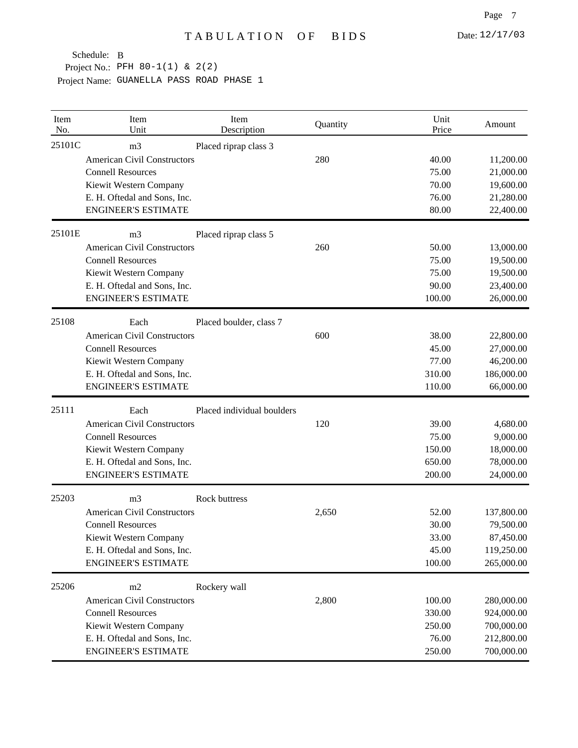# TABULATION OF BIDS

Date: 12/17/03

Schedule: B
Project No.: PFH 80-1(1) & 2(2)
Project Name: GUANELLA PASS ROAD PHASE 1

| Item No. | Item Unit | Item Description | Quantity | Unit Price | Amount |
|---|---|---|---|---|---|
| 25101C | m3 | Placed riprap class 3 | | | |
| | American Civil Constructors | | 280 | 40.00 | 11,200.00 |
| | Connell Resources | | | 75.00 | 21,000.00 |
| | Kiewit Western Company | | | 70.00 | 19,600.00 |
| | E. H. Oftedal and Sons, Inc. | | | 76.00 | 21,280.00 |
| | ENGINEER'S ESTIMATE | | | 80.00 | 22,400.00 |
| 25101E | m3 | Placed riprap class 5 | | | |
| | American Civil Constructors | | 260 | 50.00 | 13,000.00 |
| | Connell Resources | | | 75.00 | 19,500.00 |
| | Kiewit Western Company | | | 75.00 | 19,500.00 |
| | E. H. Oftedal and Sons, Inc. | | | 90.00 | 23,400.00 |
| | ENGINEER'S ESTIMATE | | | 100.00 | 26,000.00 |
| 25108 | Each | Placed boulder, class 7 | | | |
| | American Civil Constructors | | 600 | 38.00 | 22,800.00 |
| | Connell Resources | | | 45.00 | 27,000.00 |
| | Kiewit Western Company | | | 77.00 | 46,200.00 |
| | E. H. Oftedal and Sons, Inc. | | | 310.00 | 186,000.00 |
| | ENGINEER'S ESTIMATE | | | 110.00 | 66,000.00 |
| 25111 | Each | Placed individual boulders | | | |
| | American Civil Constructors | | 120 | 39.00 | 4,680.00 |
| | Connell Resources | | | 75.00 | 9,000.00 |
| | Kiewit Western Company | | | 150.00 | 18,000.00 |
| | E. H. Oftedal and Sons, Inc. | | | 650.00 | 78,000.00 |
| | ENGINEER'S ESTIMATE | | | 200.00 | 24,000.00 |
| 25203 | m3 | Rock buttress | | | |
| | American Civil Constructors | | 2,650 | 52.00 | 137,800.00 |
| | Connell Resources | | | 30.00 | 79,500.00 |
| | Kiewit Western Company | | | 33.00 | 87,450.00 |
| | E. H. Oftedal and Sons, Inc. | | | 45.00 | 119,250.00 |
| | ENGINEER'S ESTIMATE | | | 100.00 | 265,000.00 |
| 25206 | m2 | Rockery wall | | | |
| | American Civil Constructors | | 2,800 | 100.00 | 280,000.00 |
| | Connell Resources | | | 330.00 | 924,000.00 |
| | Kiewit Western Company | | | 250.00 | 700,000.00 |
| | E. H. Oftedal and Sons, Inc. | | | 76.00 | 212,800.00 |
| | ENGINEER'S ESTIMATE | | | 250.00 | 700,000.00 |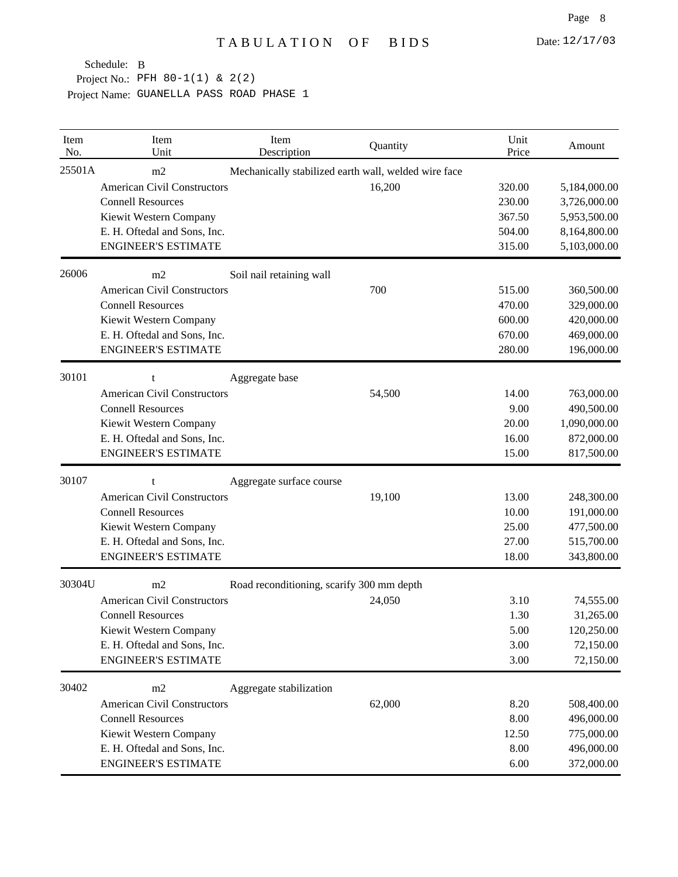# TABULATION OF BIDS

Date: 12/17/03

Schedule: B
Project No.: PFH 80-1(1) & 2(2)
Project Name: GUANELLA PASS ROAD PHASE 1

| Item No. | Item Unit | Item Description | Quantity | Unit Price | Amount |
|---|---|---|---|---|---|
| 25501A | m2 | Mechanically stabilized earth wall, welded wire face | | | |
| | American Civil Constructors | | 16,200 | 320.00 | 5,184,000.00 |
| | Connell Resources | | | 230.00 | 3,726,000.00 |
| | Kiewit Western Company | | | 367.50 | 5,953,500.00 |
| | E. H. Oftedal and Sons, Inc. | | | 504.00 | 8,164,800.00 |
| | ENGINEER'S ESTIMATE | | | 315.00 | 5,103,000.00 |
| 26006 | m2 | Soil nail retaining wall | | | |
| | American Civil Constructors | | 700 | 515.00 | 360,500.00 |
| | Connell Resources | | | 470.00 | 329,000.00 |
| | Kiewit Western Company | | | 600.00 | 420,000.00 |
| | E. H. Oftedal and Sons, Inc. | | | 670.00 | 469,000.00 |
| | ENGINEER'S ESTIMATE | | | 280.00 | 196,000.00 |
| 30101 | t | Aggregate base | | | |
| | American Civil Constructors | | 54,500 | 14.00 | 763,000.00 |
| | Connell Resources | | | 9.00 | 490,500.00 |
| | Kiewit Western Company | | | 20.00 | 1,090,000.00 |
| | E. H. Oftedal and Sons, Inc. | | | 16.00 | 872,000.00 |
| | ENGINEER'S ESTIMATE | | | 15.00 | 817,500.00 |
| 30107 | t | Aggregate surface course | | | |
| | American Civil Constructors | | 19,100 | 13.00 | 248,300.00 |
| | Connell Resources | | | 10.00 | 191,000.00 |
| | Kiewit Western Company | | | 25.00 | 477,500.00 |
| | E. H. Oftedal and Sons, Inc. | | | 27.00 | 515,700.00 |
| | ENGINEER'S ESTIMATE | | | 18.00 | 343,800.00 |
| 30304U | m2 | Road reconditioning, scarify 300 mm depth | | | |
| | American Civil Constructors | | 24,050 | 3.10 | 74,555.00 |
| | Connell Resources | | | 1.30 | 31,265.00 |
| | Kiewit Western Company | | | 5.00 | 120,250.00 |
| | E. H. Oftedal and Sons, Inc. | | | 3.00 | 72,150.00 |
| | ENGINEER'S ESTIMATE | | | 3.00 | 72,150.00 |
| 30402 | m2 | Aggregate stabilization | | | |
| | American Civil Constructors | | 62,000 | 8.20 | 508,400.00 |
| | Connell Resources | | | 8.00 | 496,000.00 |
| | Kiewit Western Company | | | 12.50 | 775,000.00 |
| | E. H. Oftedal and Sons, Inc. | | | 8.00 | 496,000.00 |
| | ENGINEER'S ESTIMATE | | | 6.00 | 372,000.00 |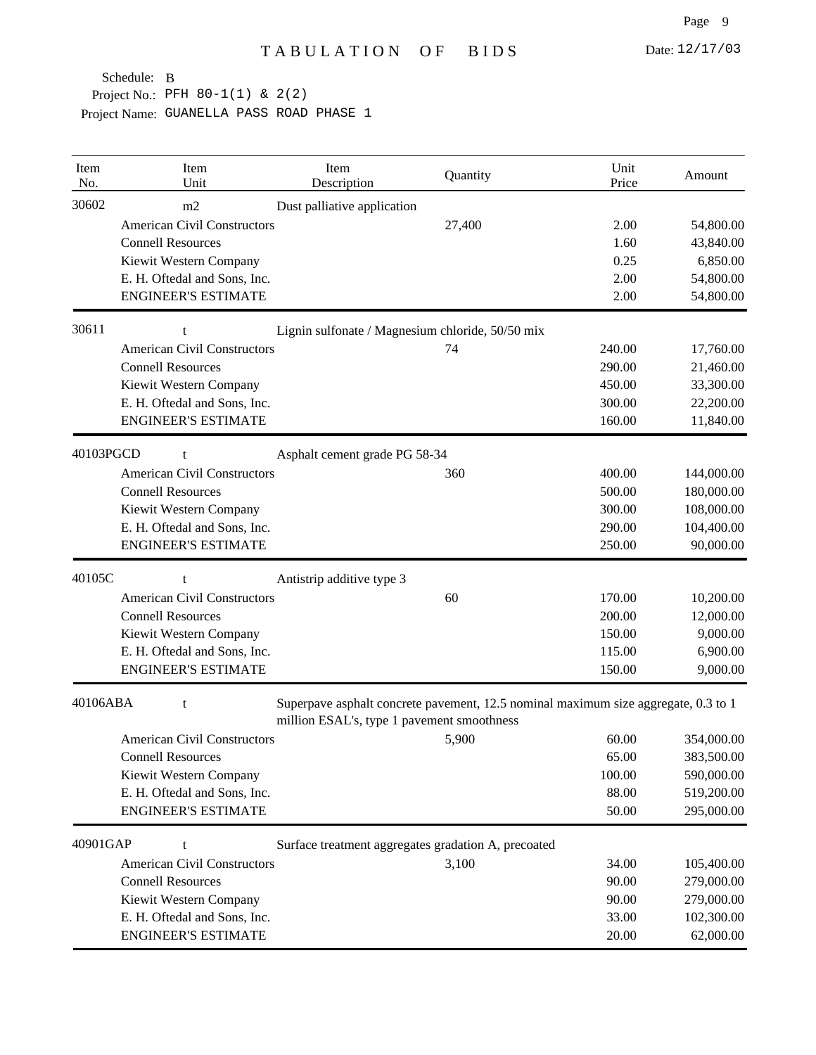# TABULATION OF BIDS

Date: 12/17/03

Schedule: B

Project No.: PFH 80-1(1) & 2(2)

Project Name: GUANELLA PASS ROAD PHASE 1

| Item No. | Item Unit | Item Description | Quantity | Unit Price | Amount |
|---|---|---|---|---|---|
| 30602 | m2 | Dust palliative application | | | |
| | American Civil Constructors | | 27,400 | 2.00 | 54,800.00 |
| | Connell Resources | | | 1.60 | 43,840.00 |
| | Kiewit Western Company | | | 0.25 | 6,850.00 |
| | E. H. Oftedal and Sons, Inc. | | | 2.00 | 54,800.00 |
| | ENGINEER'S ESTIMATE | | | 2.00 | 54,800.00 |
| 30611 | t | Lignin sulfonate / Magnesium chloride, 50/50 mix | | | |
| | American Civil Constructors | | 74 | 240.00 | 17,760.00 |
| | Connell Resources | | | 290.00 | 21,460.00 |
| | Kiewit Western Company | | | 450.00 | 33,300.00 |
| | E. H. Oftedal and Sons, Inc. | | | 300.00 | 22,200.00 |
| | ENGINEER'S ESTIMATE | | | 160.00 | 11,840.00 |
| 40103PGCD | t | Asphalt cement grade PG 58-34 | | | |
| | American Civil Constructors | | 360 | 400.00 | 144,000.00 |
| | Connell Resources | | | 500.00 | 180,000.00 |
| | Kiewit Western Company | | | 300.00 | 108,000.00 |
| | E. H. Oftedal and Sons, Inc. | | | 290.00 | 104,400.00 |
| | ENGINEER'S ESTIMATE | | | 250.00 | 90,000.00 |
| 40105C | t | Antistrip additive type 3 | | | |
| | American Civil Constructors | | 60 | 170.00 | 10,200.00 |
| | Connell Resources | | | 200.00 | 12,000.00 |
| | Kiewit Western Company | | | 150.00 | 9,000.00 |
| | E. H. Oftedal and Sons, Inc. | | | 115.00 | 6,900.00 |
| | ENGINEER'S ESTIMATE | | | 150.00 | 9,000.00 |
| 40106ABA | t | Superpave asphalt concrete pavement, 12.5 nominal maximum size aggregate, 0.3 to 1 million ESAL's, type 1 pavement smoothness | | | |
| | American Civil Constructors | | 5,900 | 60.00 | 354,000.00 |
| | Connell Resources | | | 65.00 | 383,500.00 |
| | Kiewit Western Company | | | 100.00 | 590,000.00 |
| | E. H. Oftedal and Sons, Inc. | | | 88.00 | 519,200.00 |
| | ENGINEER'S ESTIMATE | | | 50.00 | 295,000.00 |
| 40901GAP | t | Surface treatment aggregates gradation A, precoated | | | |
| | American Civil Constructors | | 3,100 | 34.00 | 105,400.00 |
| | Connell Resources | | | 90.00 | 279,000.00 |
| | Kiewit Western Company | | | 90.00 | 279,000.00 |
| | E. H. Oftedal and Sons, Inc. | | | 33.00 | 102,300.00 |
| | ENGINEER'S ESTIMATE | | | 20.00 | 62,000.00 |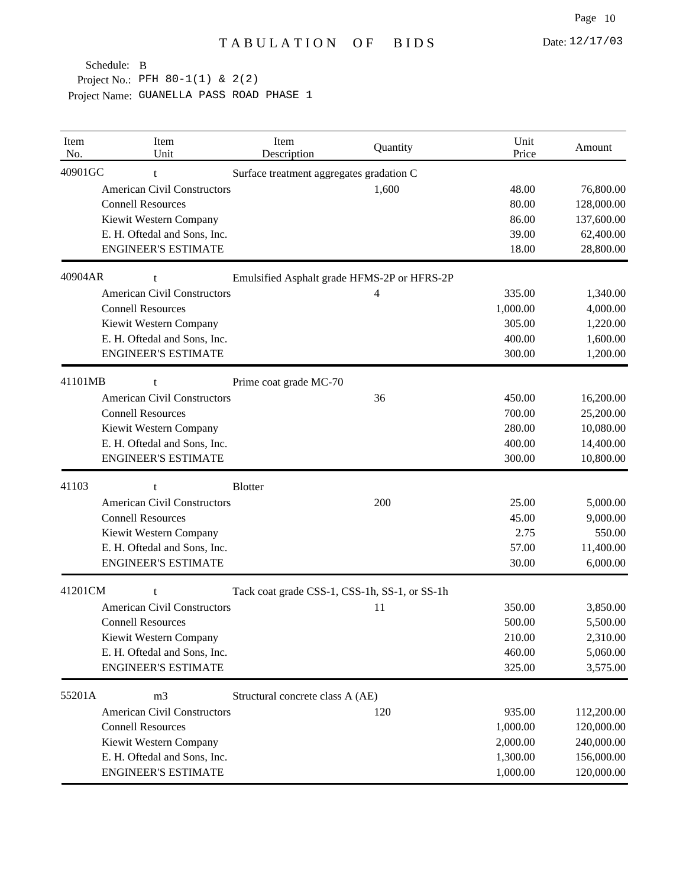# TABULATION OF BIDS

Date: 12/17/03

Schedule: B
Project No.: PFH 80-1(1) & 2(2)
Project Name: GUANELLA PASS ROAD PHASE 1

| Item No. | Item Unit | Item Description | Quantity | Unit Price | Amount |
|---|---|---|---|---|---|
| 40901GC | t | Surface treatment aggregates gradation C | | | |
| | American Civil Constructors | | 1,600 | 48.00 | 76,800.00 |
| | Connell Resources | | | 80.00 | 128,000.00 |
| | Kiewit Western Company | | | 86.00 | 137,600.00 |
| | E. H. Oftedal and Sons, Inc. | | | 39.00 | 62,400.00 |
| | ENGINEER'S ESTIMATE | | | 18.00 | 28,800.00 |
| 40904AR | t | Emulsified Asphalt grade HFMS-2P or HFRS-2P | | | |
| | American Civil Constructors | | 4 | 335.00 | 1,340.00 |
| | Connell Resources | | | 1,000.00 | 4,000.00 |
| | Kiewit Western Company | | | 305.00 | 1,220.00 |
| | E. H. Oftedal and Sons, Inc. | | | 400.00 | 1,600.00 |
| | ENGINEER'S ESTIMATE | | | 300.00 | 1,200.00 |
| 41101MB | t | Prime coat grade MC-70 | | | |
| | American Civil Constructors | | 36 | 450.00 | 16,200.00 |
| | Connell Resources | | | 700.00 | 25,200.00 |
| | Kiewit Western Company | | | 280.00 | 10,080.00 |
| | E. H. Oftedal and Sons, Inc. | | | 400.00 | 14,400.00 |
| | ENGINEER'S ESTIMATE | | | 300.00 | 10,800.00 |
| 41103 | t | Blotter | | | |
| | American Civil Constructors | | 200 | 25.00 | 5,000.00 |
| | Connell Resources | | | 45.00 | 9,000.00 |
| | Kiewit Western Company | | | 2.75 | 550.00 |
| | E. H. Oftedal and Sons, Inc. | | | 57.00 | 11,400.00 |
| | ENGINEER'S ESTIMATE | | | 30.00 | 6,000.00 |
| 41201CM | t | Tack coat grade CSS-1, CSS-1h, SS-1, or SS-1h | | | |
| | American Civil Constructors | | 11 | 350.00 | 3,850.00 |
| | Connell Resources | | | 500.00 | 5,500.00 |
| | Kiewit Western Company | | | 210.00 | 2,310.00 |
| | E. H. Oftedal and Sons, Inc. | | | 460.00 | 5,060.00 |
| | ENGINEER'S ESTIMATE | | | 325.00 | 3,575.00 |
| 55201A | m3 | Structural concrete class A (AE) | | | |
| | American Civil Constructors | | 120 | 935.00 | 112,200.00 |
| | Connell Resources | | | 1,000.00 | 120,000.00 |
| | Kiewit Western Company | | | 2,000.00 | 240,000.00 |
| | E. H. Oftedal and Sons, Inc. | | | 1,300.00 | 156,000.00 |
| | ENGINEER'S ESTIMATE | | | 1,000.00 | 120,000.00 |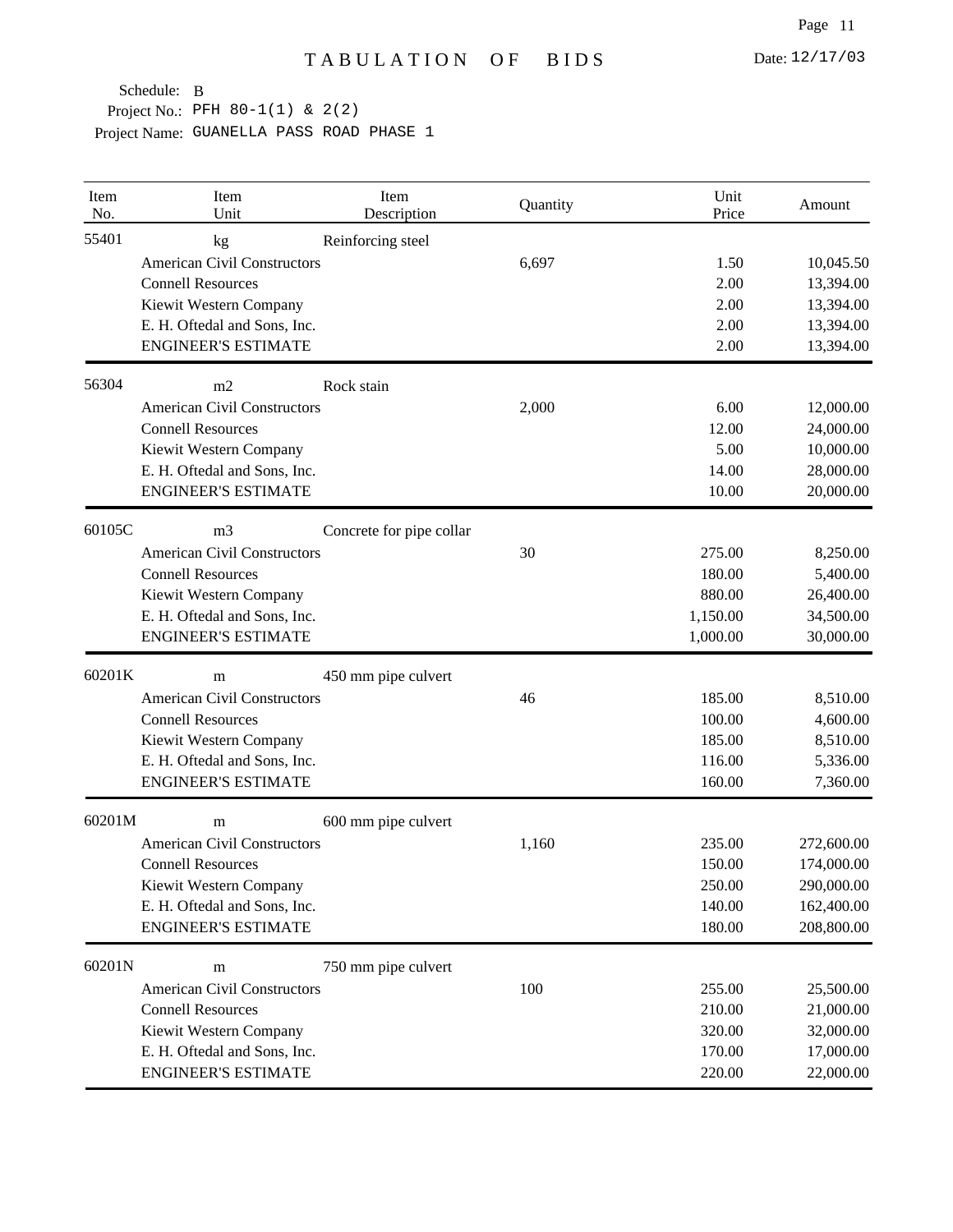# TABULATION OF BIDS

Date: 12/17/03

Schedule: B

Project No.: PFH 80-1(1) & 2(2)

Project Name: GUANELLA PASS ROAD PHASE 1

| Item No. | Item Unit | Item Description | Quantity | Unit Price | Amount |
|---|---|---|---|---|---|
| 55401 | kg | Reinforcing steel | | | |
| | American Civil Constructors | | 6,697 | 1.50 | 10,045.50 |
| | Connell Resources | | | 2.00 | 13,394.00 |
| | Kiewit Western Company | | | 2.00 | 13,394.00 |
| | E. H. Oftedal and Sons, Inc. | | | 2.00 | 13,394.00 |
| | ENGINEER'S ESTIMATE | | | 2.00 | 13,394.00 |
| 56304 | m2 | Rock stain | | | |
| | American Civil Constructors | | 2,000 | 6.00 | 12,000.00 |
| | Connell Resources | | | 12.00 | 24,000.00 |
| | Kiewit Western Company | | | 5.00 | 10,000.00 |
| | E. H. Oftedal and Sons, Inc. | | | 14.00 | 28,000.00 |
| | ENGINEER'S ESTIMATE | | | 10.00 | 20,000.00 |
| 60105C | m3 | Concrete for pipe collar | | | |
| | American Civil Constructors | | 30 | 275.00 | 8,250.00 |
| | Connell Resources | | | 180.00 | 5,400.00 |
| | Kiewit Western Company | | | 880.00 | 26,400.00 |
| | E. H. Oftedal and Sons, Inc. | | | 1,150.00 | 34,500.00 |
| | ENGINEER'S ESTIMATE | | | 1,000.00 | 30,000.00 |
| 60201K | m | 450 mm pipe culvert | | | |
| | American Civil Constructors | | 46 | 185.00 | 8,510.00 |
| | Connell Resources | | | 100.00 | 4,600.00 |
| | Kiewit Western Company | | | 185.00 | 8,510.00 |
| | E. H. Oftedal and Sons, Inc. | | | 116.00 | 5,336.00 |
| | ENGINEER'S ESTIMATE | | | 160.00 | 7,360.00 |
| 60201M | m | 600 mm pipe culvert | | | |
| | American Civil Constructors | | 1,160 | 235.00 | 272,600.00 |
| | Connell Resources | | | 150.00 | 174,000.00 |
| | Kiewit Western Company | | | 250.00 | 290,000.00 |
| | E. H. Oftedal and Sons, Inc. | | | 140.00 | 162,400.00 |
| | ENGINEER'S ESTIMATE | | | 180.00 | 208,800.00 |
| 60201N | m | 750 mm pipe culvert | | | |
| | American Civil Constructors | | 100 | 255.00 | 25,500.00 |
| | Connell Resources | | | 210.00 | 21,000.00 |
| | Kiewit Western Company | | | 320.00 | 32,000.00 |
| | E. H. Oftedal and Sons, Inc. | | | 170.00 | 17,000.00 |
| | ENGINEER'S ESTIMATE | | | 220.00 | 22,000.00 |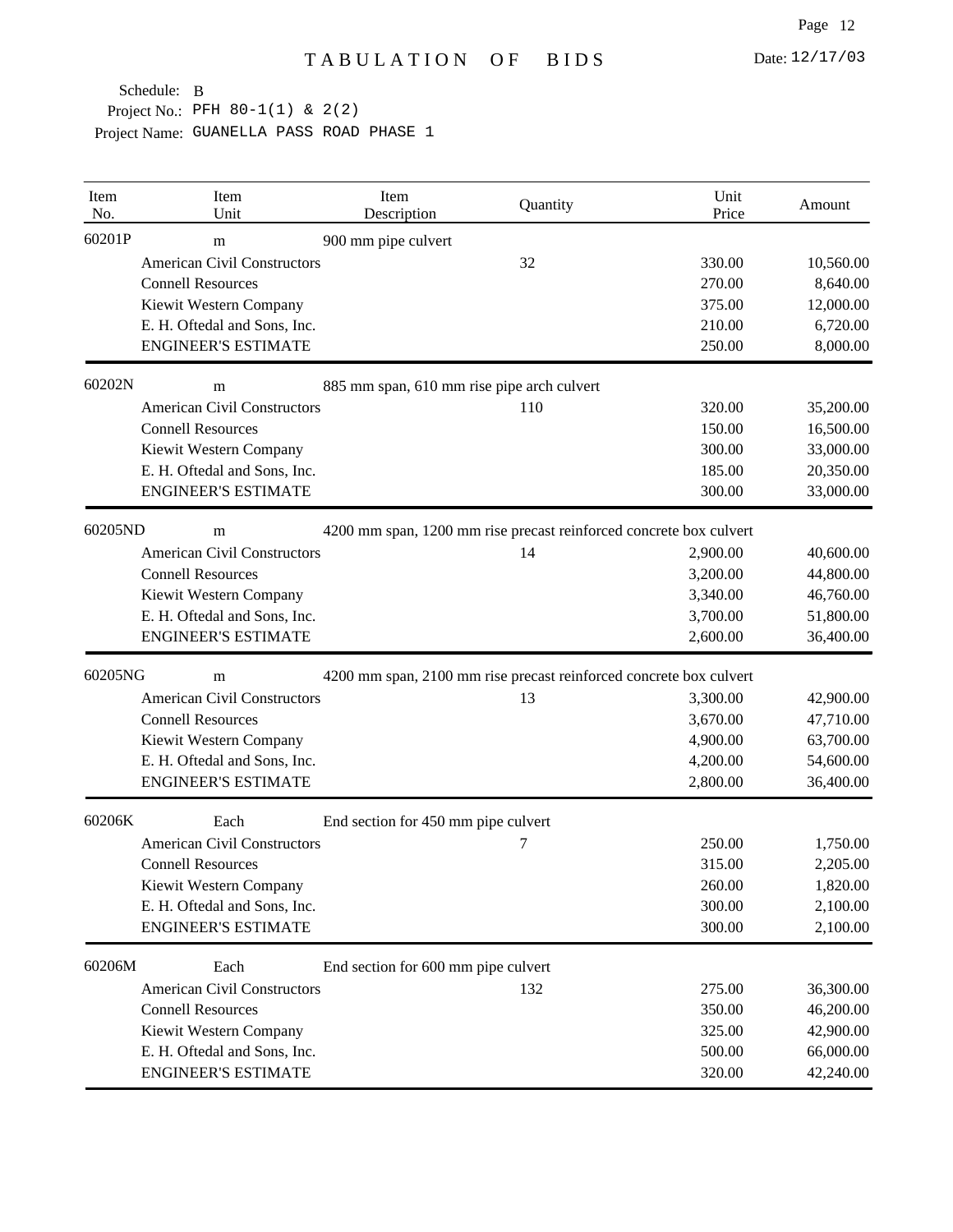# TABULATION OF BIDS

Date: 12/17/03

Schedule: B
Project No.: PFH 80-1(1) & 2(2)
Project Name: GUANELLA PASS ROAD PHASE 1

| Item No. | Item Unit | Item Description | Quantity | Unit Price | Amount |
|---|---|---|---|---|---|
| 60201P | m | 900 mm pipe culvert | | | |
| | American Civil Constructors | | 32 | 330.00 | 10,560.00 |
| | Connell Resources | | | 270.00 | 8,640.00 |
| | Kiewit Western Company | | | 375.00 | 12,000.00 |
| | E. H. Oftedal and Sons, Inc. | | | 210.00 | 6,720.00 |
| | ENGINEER'S ESTIMATE | | | 250.00 | 8,000.00 |
| 60202N | m | 885 mm span, 610 mm rise pipe arch culvert | | | |
| | American Civil Constructors | | 110 | 320.00 | 35,200.00 |
| | Connell Resources | | | 150.00 | 16,500.00 |
| | Kiewit Western Company | | | 300.00 | 33,000.00 |
| | E. H. Oftedal and Sons, Inc. | | | 185.00 | 20,350.00 |
| | ENGINEER'S ESTIMATE | | | 300.00 | 33,000.00 |
| 60205ND | m | 4200 mm span, 1200 mm rise precast reinforced concrete box culvert | | | |
| | American Civil Constructors | | 14 | 2,900.00 | 40,600.00 |
| | Connell Resources | | | 3,200.00 | 44,800.00 |
| | Kiewit Western Company | | | 3,340.00 | 46,760.00 |
| | E. H. Oftedal and Sons, Inc. | | | 3,700.00 | 51,800.00 |
| | ENGINEER'S ESTIMATE | | | 2,600.00 | 36,400.00 |
| 60205NG | m | 4200 mm span, 2100 mm rise precast reinforced concrete box culvert | | | |
| | American Civil Constructors | | 13 | 3,300.00 | 42,900.00 |
| | Connell Resources | | | 3,670.00 | 47,710.00 |
| | Kiewit Western Company | | | 4,900.00 | 63,700.00 |
| | E. H. Oftedal and Sons, Inc. | | | 4,200.00 | 54,600.00 |
| | ENGINEER'S ESTIMATE | | | 2,800.00 | 36,400.00 |
| 60206K | Each | End section for 450 mm pipe culvert | | | |
| | American Civil Constructors | | 7 | 250.00 | 1,750.00 |
| | Connell Resources | | | 315.00 | 2,205.00 |
| | Kiewit Western Company | | | 260.00 | 1,820.00 |
| | E. H. Oftedal and Sons, Inc. | | | 300.00 | 2,100.00 |
| | ENGINEER'S ESTIMATE | | | 300.00 | 2,100.00 |
| 60206M | Each | End section for 600 mm pipe culvert | | | |
| | American Civil Constructors | | 132 | 275.00 | 36,300.00 |
| | Connell Resources | | | 350.00 | 46,200.00 |
| | Kiewit Western Company | | | 325.00 | 42,900.00 |
| | E. H. Oftedal and Sons, Inc. | | | 500.00 | 66,000.00 |
| | ENGINEER'S ESTIMATE | | | 320.00 | 42,240.00 |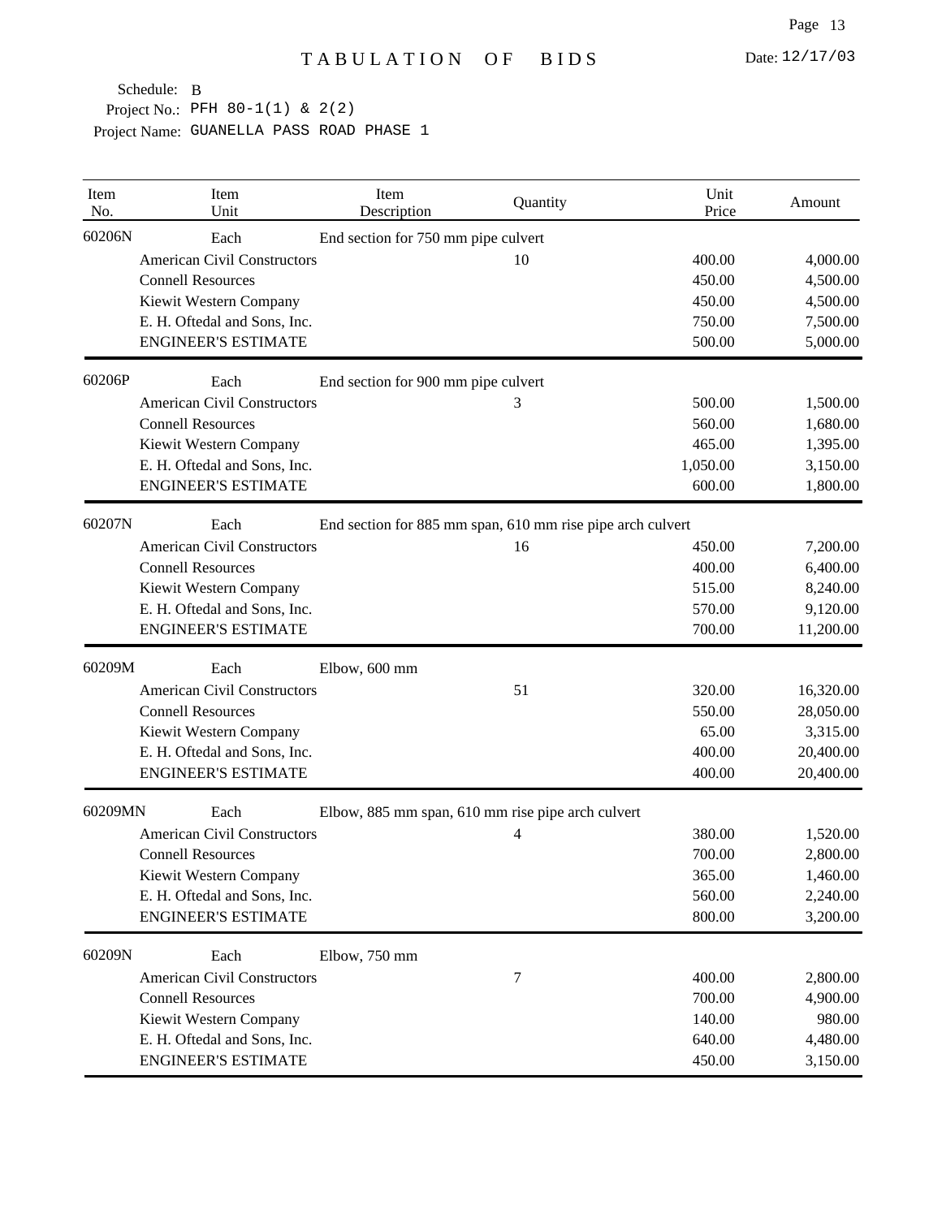# TABULATION OF BIDS

Date: 12/17/03

Schedule: B
Project No.: PFH 80-1(1) & 2(2)
Project Name: GUANELLA PASS ROAD PHASE 1

| Item No. | Item Unit | Item Description | Quantity | Unit Price | Amount |
|---|---|---|---|---|---|
| 60206N | Each | End section for 750 mm pipe culvert | | | |
| | American Civil Constructors | | 10 | 400.00 | 4,000.00 |
| | Connell Resources | | | 450.00 | 4,500.00 |
| | Kiewit Western Company | | | 450.00 | 4,500.00 |
| | E. H. Oftedal and Sons, Inc. | | | 750.00 | 7,500.00 |
| | ENGINEER'S ESTIMATE | | | 500.00 | 5,000.00 |
| 60206P | Each | End section for 900 mm pipe culvert | | | |
| | American Civil Constructors | | 3 | 500.00 | 1,500.00 |
| | Connell Resources | | | 560.00 | 1,680.00 |
| | Kiewit Western Company | | | 465.00 | 1,395.00 |
| | E. H. Oftedal and Sons, Inc. | | | 1,050.00 | 3,150.00 |
| | ENGINEER'S ESTIMATE | | | 600.00 | 1,800.00 |
| 60207N | Each | End section for 885 mm span, 610 mm rise pipe arch culvert | | | |
| | American Civil Constructors | | 16 | 450.00 | 7,200.00 |
| | Connell Resources | | | 400.00 | 6,400.00 |
| | Kiewit Western Company | | | 515.00 | 8,240.00 |
| | E. H. Oftedal and Sons, Inc. | | | 570.00 | 9,120.00 |
| | ENGINEER'S ESTIMATE | | | 700.00 | 11,200.00 |
| 60209M | Each | Elbow, 600 mm | | | |
| | American Civil Constructors | | 51 | 320.00 | 16,320.00 |
| | Connell Resources | | | 550.00 | 28,050.00 |
| | Kiewit Western Company | | | 65.00 | 3,315.00 |
| | E. H. Oftedal and Sons, Inc. | | | 400.00 | 20,400.00 |
| | ENGINEER'S ESTIMATE | | | 400.00 | 20,400.00 |
| 60209MN | Each | Elbow, 885 mm span, 610 mm rise pipe arch culvert | | | |
| | American Civil Constructors | | 4 | 380.00 | 1,520.00 |
| | Connell Resources | | | 700.00 | 2,800.00 |
| | Kiewit Western Company | | | 365.00 | 1,460.00 |
| | E. H. Oftedal and Sons, Inc. | | | 560.00 | 2,240.00 |
| | ENGINEER'S ESTIMATE | | | 800.00 | 3,200.00 |
| 60209N | Each | Elbow, 750 mm | | | |
| | American Civil Constructors | | 7 | 400.00 | 2,800.00 |
| | Connell Resources | | | 700.00 | 4,900.00 |
| | Kiewit Western Company | | | 140.00 | 980.00 |
| | E. H. Oftedal and Sons, Inc. | | | 640.00 | 4,480.00 |
| | ENGINEER'S ESTIMATE | | | 450.00 | 3,150.00 |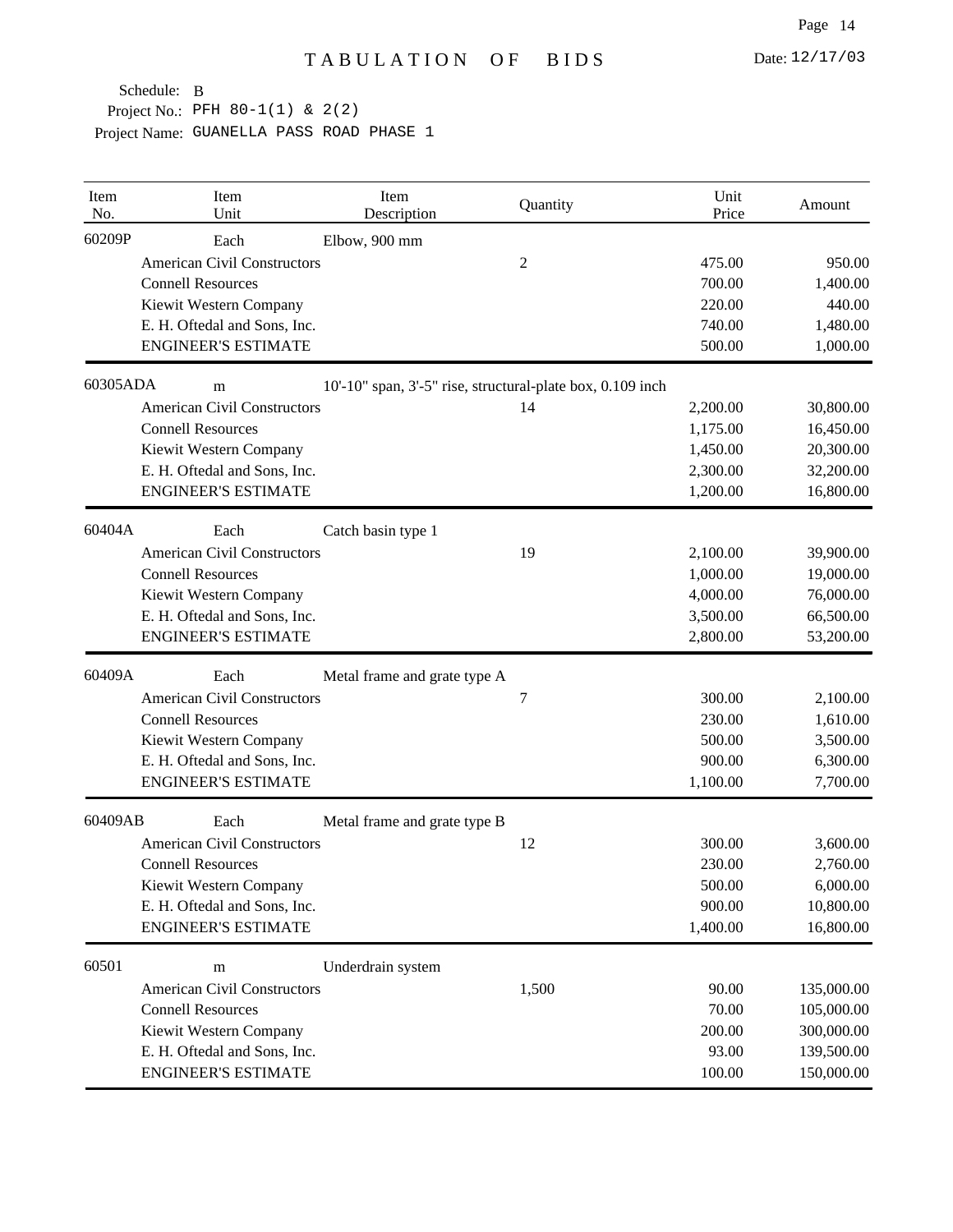# TABULATION OF BIDS

Date: 12/17/03

Schedule: B

Project No.: PFH 80-1(1) & 2(2)

Project Name: GUANELLA PASS ROAD PHASE 1

| Item No. | Item Unit | Item Description | Quantity | Unit Price | Amount |
|---|---|---|---|---|---|
| 60209P | Each | Elbow, 900 mm | | | |
| | American Civil Constructors | | 2 | 475.00 | 950.00 |
| | Connell Resources | | | 700.00 | 1,400.00 |
| | Kiewit Western Company | | | 220.00 | 440.00 |
| | E. H. Oftedal and Sons, Inc. | | | 740.00 | 1,480.00 |
| | ENGINEER'S ESTIMATE | | | 500.00 | 1,000.00 |
| 60305ADA | m | 10'-10" span, 3'-5" rise, structural-plate box, 0.109 inch | | | |
| | American Civil Constructors | | 14 | 2,200.00 | 30,800.00 |
| | Connell Resources | | | 1,175.00 | 16,450.00 |
| | Kiewit Western Company | | | 1,450.00 | 20,300.00 |
| | E. H. Oftedal and Sons, Inc. | | | 2,300.00 | 32,200.00 |
| | ENGINEER'S ESTIMATE | | | 1,200.00 | 16,800.00 |
| 60404A | Each | Catch basin type 1 | | | |
| | American Civil Constructors | | 19 | 2,100.00 | 39,900.00 |
| | Connell Resources | | | 1,000.00 | 19,000.00 |
| | Kiewit Western Company | | | 4,000.00 | 76,000.00 |
| | E. H. Oftedal and Sons, Inc. | | | 3,500.00 | 66,500.00 |
| | ENGINEER'S ESTIMATE | | | 2,800.00 | 53,200.00 |
| 60409A | Each | Metal frame and grate type A | | | |
| | American Civil Constructors | | 7 | 300.00 | 2,100.00 |
| | Connell Resources | | | 230.00 | 1,610.00 |
| | Kiewit Western Company | | | 500.00 | 3,500.00 |
| | E. H. Oftedal and Sons, Inc. | | | 900.00 | 6,300.00 |
| | ENGINEER'S ESTIMATE | | | 1,100.00 | 7,700.00 |
| 60409AB | Each | Metal frame and grate type B | | | |
| | American Civil Constructors | | 12 | 300.00 | 3,600.00 |
| | Connell Resources | | | 230.00 | 2,760.00 |
| | Kiewit Western Company | | | 500.00 | 6,000.00 |
| | E. H. Oftedal and Sons, Inc. | | | 900.00 | 10,800.00 |
| | ENGINEER'S ESTIMATE | | | 1,400.00 | 16,800.00 |
| 60501 | m | Underdrain system | | | |
| | American Civil Constructors | | 1,500 | 90.00 | 135,000.00 |
| | Connell Resources | | | 70.00 | 105,000.00 |
| | Kiewit Western Company | | | 200.00 | 300,000.00 |
| | E. H. Oftedal and Sons, Inc. | | | 93.00 | 139,500.00 |
| | ENGINEER'S ESTIMATE | | | 100.00 | 150,000.00 |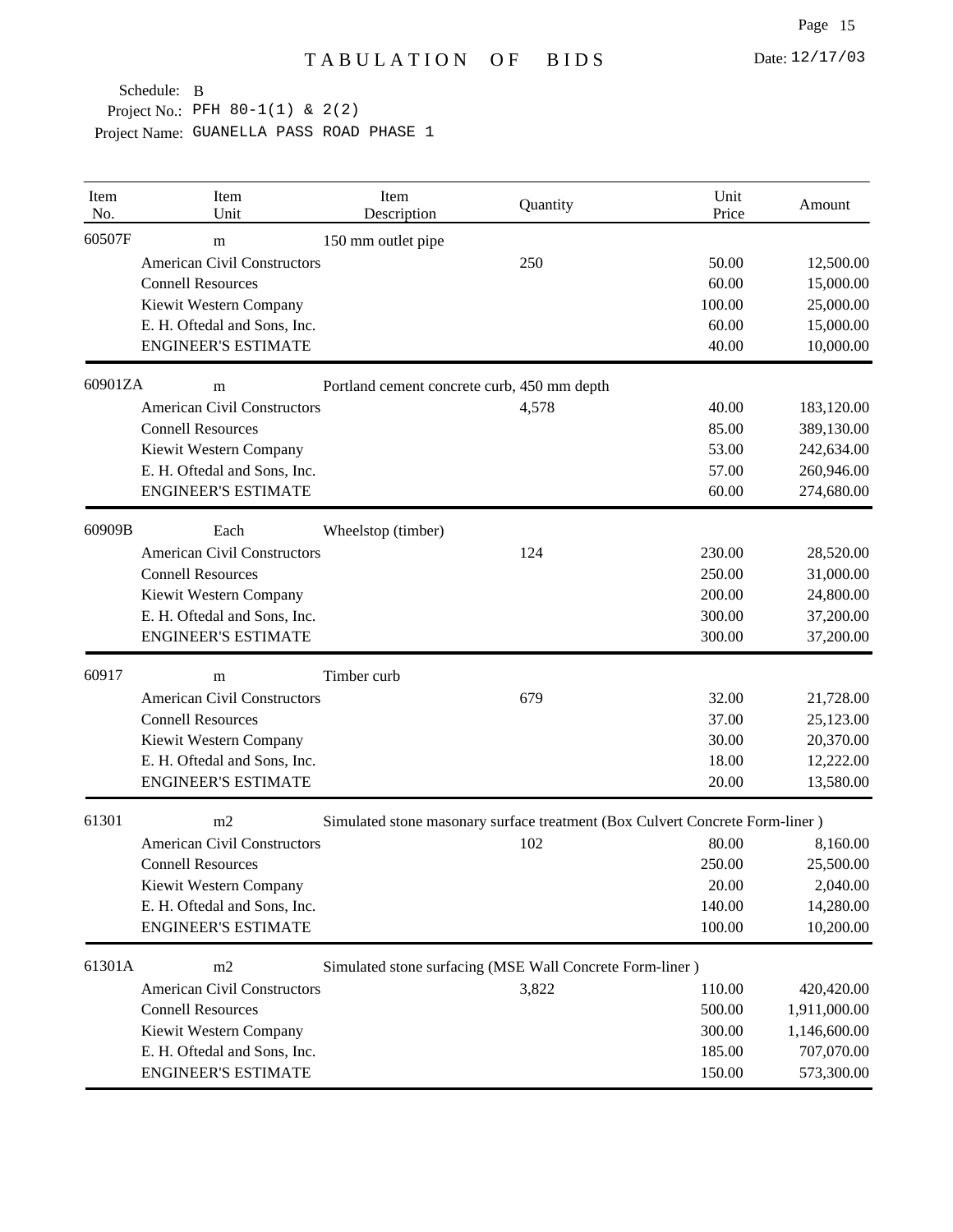# TABULATION OF BIDS

Date: 12/17/03

Schedule: B
Project No.: PFH 80-1(1) & 2(2)
Project Name: GUANELLA PASS ROAD PHASE 1

| Item No. | Item Unit | Item Description | Quantity | Unit Price | Amount |
|---|---|---|---|---|---|
| 60507F | m | 150 mm outlet pipe | | | |
| | American Civil Constructors | | 250 | 50.00 | 12,500.00 |
| | Connell Resources | | | 60.00 | 15,000.00 |
| | Kiewit Western Company | | | 100.00 | 25,000.00 |
| | E. H. Oftedal and Sons, Inc. | | | 60.00 | 15,000.00 |
| | ENGINEER'S ESTIMATE | | | 40.00 | 10,000.00 |
| 60901ZA | m | Portland cement concrete curb, 450 mm depth | | | |
| | American Civil Constructors | | 4,578 | 40.00 | 183,120.00 |
| | Connell Resources | | | 85.00 | 389,130.00 |
| | Kiewit Western Company | | | 53.00 | 242,634.00 |
| | E. H. Oftedal and Sons, Inc. | | | 57.00 | 260,946.00 |
| | ENGINEER'S ESTIMATE | | | 60.00 | 274,680.00 |
| 60909B | Each | Wheelstop (timber) | | | |
| | American Civil Constructors | | 124 | 230.00 | 28,520.00 |
| | Connell Resources | | | 250.00 | 31,000.00 |
| | Kiewit Western Company | | | 200.00 | 24,800.00 |
| | E. H. Oftedal and Sons, Inc. | | | 300.00 | 37,200.00 |
| | ENGINEER'S ESTIMATE | | | 300.00 | 37,200.00 |
| 60917 | m | Timber curb | | | |
| | American Civil Constructors | | 679 | 32.00 | 21,728.00 |
| | Connell Resources | | | 37.00 | 25,123.00 |
| | Kiewit Western Company | | | 30.00 | 20,370.00 |
| | E. H. Oftedal and Sons, Inc. | | | 18.00 | 12,222.00 |
| | ENGINEER'S ESTIMATE | | | 20.00 | 13,580.00 |
| 61301 | m2 | Simulated stone masonary surface treatment (Box Culvert Concrete Form-liner ) | | | |
| | American Civil Constructors | | 102 | 80.00 | 8,160.00 |
| | Connell Resources | | | 250.00 | 25,500.00 |
| | Kiewit Western Company | | | 20.00 | 2,040.00 |
| | E. H. Oftedal and Sons, Inc. | | | 140.00 | 14,280.00 |
| | ENGINEER'S ESTIMATE | | | 100.00 | 10,200.00 |
| 61301A | m2 | Simulated stone surfacing (MSE Wall Concrete Form-liner ) | | | |
| | American Civil Constructors | | 3,822 | 110.00 | 420,420.00 |
| | Connell Resources | | | 500.00 | 1,911,000.00 |
| | Kiewit Western Company | | | 300.00 | 1,146,600.00 |
| | E. H. Oftedal and Sons, Inc. | | | 185.00 | 707,070.00 |
| | ENGINEER'S ESTIMATE | | | 150.00 | 573,300.00 |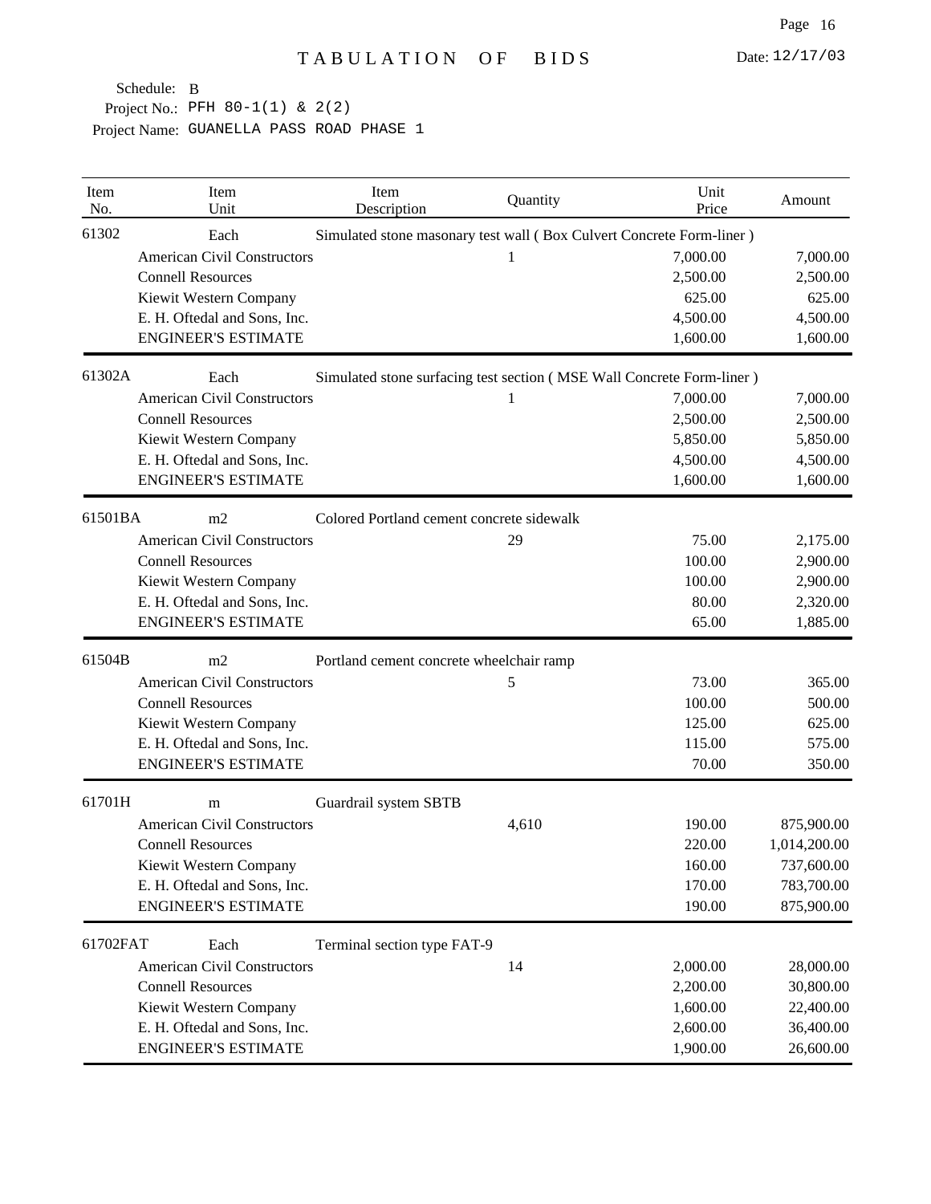# TABULATION OF BIDS

Date: 12/17/03

Schedule: B
Project No.: PFH 80-1(1) & 2(2)
Project Name: GUANELLA PASS ROAD PHASE 1

| Item No. | Item Unit | Item Description | Quantity | Unit Price | Amount |
|---|---|---|---|---|---|
| 61302 | Each | Simulated stone masonary test wall ( Box Culvert Concrete Form-liner ) | | | |
| | American Civil Constructors | | 1 | 7,000.00 | 7,000.00 |
| | Connell Resources | | | 2,500.00 | 2,500.00 |
| | Kiewit Western Company | | | 625.00 | 625.00 |
| | E. H. Oftedal and Sons, Inc. | | | 4,500.00 | 4,500.00 |
| | ENGINEER'S ESTIMATE | | | 1,600.00 | 1,600.00 |
| 61302A | Each | Simulated stone surfacing test section ( MSE Wall Concrete Form-liner ) | | | |
| | American Civil Constructors | | 1 | 7,000.00 | 7,000.00 |
| | Connell Resources | | | 2,500.00 | 2,500.00 |
| | Kiewit Western Company | | | 5,850.00 | 5,850.00 |
| | E. H. Oftedal and Sons, Inc. | | | 4,500.00 | 4,500.00 |
| | ENGINEER'S ESTIMATE | | | 1,600.00 | 1,600.00 |
| 61501BA | m2 | Colored Portland cement concrete sidewalk | | | |
| | American Civil Constructors | | 29 | 75.00 | 2,175.00 |
| | Connell Resources | | | 100.00 | 2,900.00 |
| | Kiewit Western Company | | | 100.00 | 2,900.00 |
| | E. H. Oftedal and Sons, Inc. | | | 80.00 | 2,320.00 |
| | ENGINEER'S ESTIMATE | | | 65.00 | 1,885.00 |
| 61504B | m2 | Portland cement concrete wheelchair ramp | | | |
| | American Civil Constructors | | 5 | 73.00 | 365.00 |
| | Connell Resources | | | 100.00 | 500.00 |
| | Kiewit Western Company | | | 125.00 | 625.00 |
| | E. H. Oftedal and Sons, Inc. | | | 115.00 | 575.00 |
| | ENGINEER'S ESTIMATE | | | 70.00 | 350.00 |
| 61701H | m | Guardrail system SBTB | | | |
| | American Civil Constructors | | 4,610 | 190.00 | 875,900.00 |
| | Connell Resources | | | 220.00 | 1,014,200.00 |
| | Kiewit Western Company | | | 160.00 | 737,600.00 |
| | E. H. Oftedal and Sons, Inc. | | | 170.00 | 783,700.00 |
| | ENGINEER'S ESTIMATE | | | 190.00 | 875,900.00 |
| 61702FAT | Each | Terminal section type FAT-9 | | | |
| | American Civil Constructors | | 14 | 2,000.00 | 28,000.00 |
| | Connell Resources | | | 2,200.00 | 30,800.00 |
| | Kiewit Western Company | | | 1,600.00 | 22,400.00 |
| | E. H. Oftedal and Sons, Inc. | | | 2,600.00 | 36,400.00 |
| | ENGINEER'S ESTIMATE | | | 1,900.00 | 26,600.00 |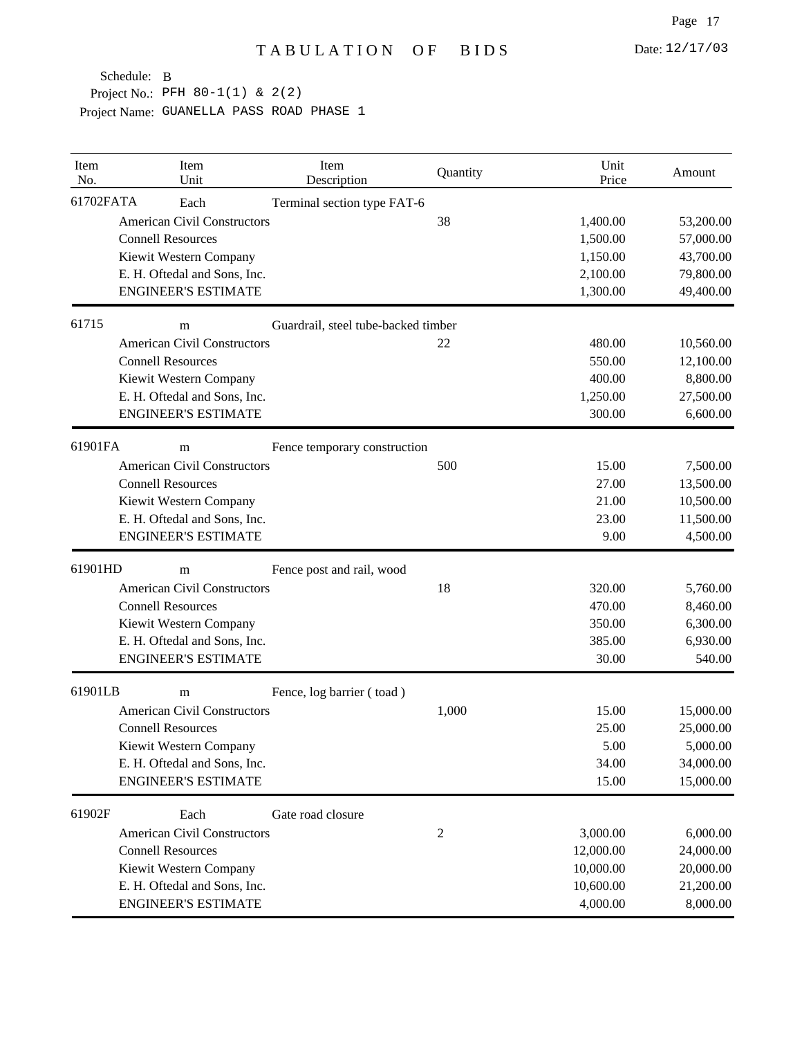# TABULATION OF BIDS

Date: 12/17/03

Schedule: B
Project No.: PFH 80-1(1) & 2(2)
Project Name: GUANELLA PASS ROAD PHASE 1

| Item No. | Item Unit | Item Description | Quantity | Unit Price | Amount |
|---|---|---|---|---|---|
| 61702FATA | Each | Terminal section type FAT-6 | | | |
| | American Civil Constructors | | 38 | 1,400.00 | 53,200.00 |
| | Connell Resources | | | 1,500.00 | 57,000.00 |
| | Kiewit Western Company | | | 1,150.00 | 43,700.00 |
| | E. H. Oftedal and Sons, Inc. | | | 2,100.00 | 79,800.00 |
| | ENGINEER'S ESTIMATE | | | 1,300.00 | 49,400.00 |
| 61715 | m | Guardrail, steel tube-backed timber | | | |
| | American Civil Constructors | | 22 | 480.00 | 10,560.00 |
| | Connell Resources | | | 550.00 | 12,100.00 |
| | Kiewit Western Company | | | 400.00 | 8,800.00 |
| | E. H. Oftedal and Sons, Inc. | | | 1,250.00 | 27,500.00 |
| | ENGINEER'S ESTIMATE | | | 300.00 | 6,600.00 |
| 61901FA | m | Fence temporary construction | | | |
| | American Civil Constructors | | 500 | 15.00 | 7,500.00 |
| | Connell Resources | | | 27.00 | 13,500.00 |
| | Kiewit Western Company | | | 21.00 | 10,500.00 |
| | E. H. Oftedal and Sons, Inc. | | | 23.00 | 11,500.00 |
| | ENGINEER'S ESTIMATE | | | 9.00 | 4,500.00 |
| 61901HD | m | Fence post and rail, wood | | | |
| | American Civil Constructors | | 18 | 320.00 | 5,760.00 |
| | Connell Resources | | | 470.00 | 8,460.00 |
| | Kiewit Western Company | | | 350.00 | 6,300.00 |
| | E. H. Oftedal and Sons, Inc. | | | 385.00 | 6,930.00 |
| | ENGINEER'S ESTIMATE | | | 30.00 | 540.00 |
| 61901LB | m | Fence, log barrier ( toad ) | | | |
| | American Civil Constructors | | 1,000 | 15.00 | 15,000.00 |
| | Connell Resources | | | 25.00 | 25,000.00 |
| | Kiewit Western Company | | | 5.00 | 5,000.00 |
| | E. H. Oftedal and Sons, Inc. | | | 34.00 | 34,000.00 |
| | ENGINEER'S ESTIMATE | | | 15.00 | 15,000.00 |
| 61902F | Each | Gate road closure | | | |
| | American Civil Constructors | | 2 | 3,000.00 | 6,000.00 |
| | Connell Resources | | | 12,000.00 | 24,000.00 |
| | Kiewit Western Company | | | 10,000.00 | 20,000.00 |
| | E. H. Oftedal and Sons, Inc. | | | 10,600.00 | 21,200.00 |
| | ENGINEER'S ESTIMATE | | | 4,000.00 | 8,000.00 |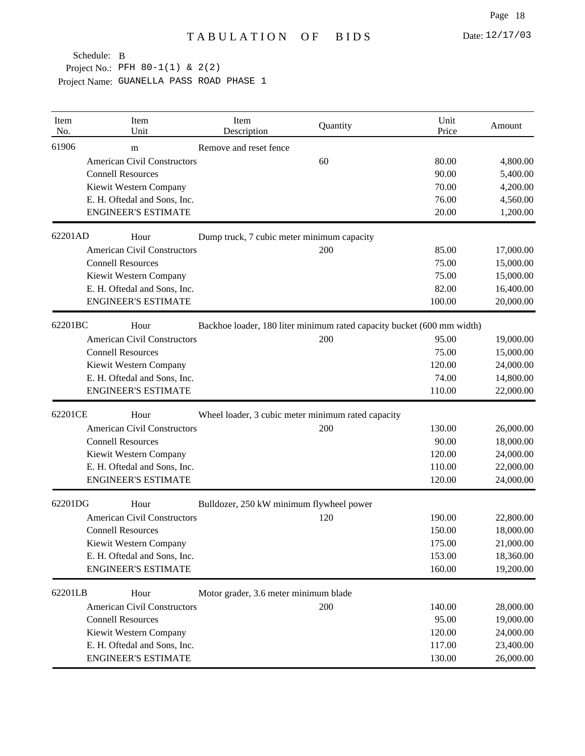# TABULATION OF BIDS

Date: 12/17/03

Schedule: B
Project No.: PFH 80-1(1) & 2(2)
Project Name: GUANELLA PASS ROAD PHASE 1

| Item No. | Item Unit | Item Description | Quantity | Unit Price | Amount |
|---|---|---|---|---|---|
| 61906 | m | Remove and reset fence | | | |
| | American Civil Constructors | | 60 | 80.00 | 4,800.00 |
| | Connell Resources | | | 90.00 | 5,400.00 |
| | Kiewit Western Company | | | 70.00 | 4,200.00 |
| | E. H. Oftedal and Sons, Inc. | | | 76.00 | 4,560.00 |
| | ENGINEER'S ESTIMATE | | | 20.00 | 1,200.00 |
| 62201AD | Hour | Dump truck, 7 cubic meter minimum capacity | | | |
| | American Civil Constructors | | 200 | 85.00 | 17,000.00 |
| | Connell Resources | | | 75.00 | 15,000.00 |
| | Kiewit Western Company | | | 75.00 | 15,000.00 |
| | E. H. Oftedal and Sons, Inc. | | | 82.00 | 16,400.00 |
| | ENGINEER'S ESTIMATE | | | 100.00 | 20,000.00 |
| 62201BC | Hour | Backhoe loader, 180 liter minimum rated capacity bucket (600 mm width) | | | |
| | American Civil Constructors | | 200 | 95.00 | 19,000.00 |
| | Connell Resources | | | 75.00 | 15,000.00 |
| | Kiewit Western Company | | | 120.00 | 24,000.00 |
| | E. H. Oftedal and Sons, Inc. | | | 74.00 | 14,800.00 |
| | ENGINEER'S ESTIMATE | | | 110.00 | 22,000.00 |
| 62201CE | Hour | Wheel loader, 3 cubic meter minimum rated capacity | | | |
| | American Civil Constructors | | 200 | 130.00 | 26,000.00 |
| | Connell Resources | | | 90.00 | 18,000.00 |
| | Kiewit Western Company | | | 120.00 | 24,000.00 |
| | E. H. Oftedal and Sons, Inc. | | | 110.00 | 22,000.00 |
| | ENGINEER'S ESTIMATE | | | 120.00 | 24,000.00 |
| 62201DG | Hour | Bulldozer, 250 kW minimum flywheel power | | | |
| | American Civil Constructors | | 120 | 190.00 | 22,800.00 |
| | Connell Resources | | | 150.00 | 18,000.00 |
| | Kiewit Western Company | | | 175.00 | 21,000.00 |
| | E. H. Oftedal and Sons, Inc. | | | 153.00 | 18,360.00 |
| | ENGINEER'S ESTIMATE | | | 160.00 | 19,200.00 |
| 62201LB | Hour | Motor grader, 3.6 meter minimum blade | | | |
| | American Civil Constructors | | 200 | 140.00 | 28,000.00 |
| | Connell Resources | | | 95.00 | 19,000.00 |
| | Kiewit Western Company | | | 120.00 | 24,000.00 |
| | E. H. Oftedal and Sons, Inc. | | | 117.00 | 23,400.00 |
| | ENGINEER'S ESTIMATE | | | 130.00 | 26,000.00 |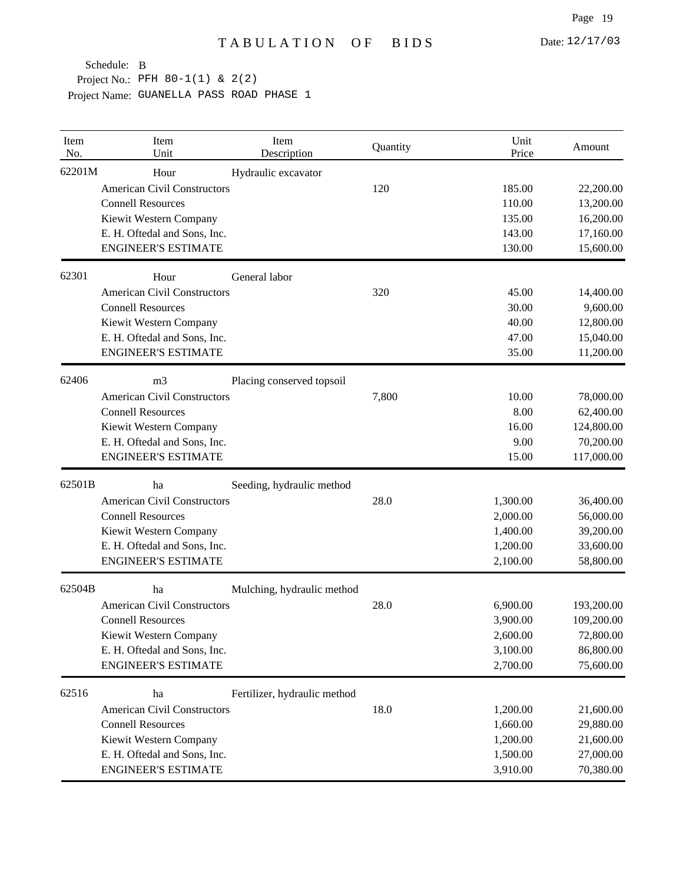# TABULATION OF BIDS

Date: 12/17/03

Schedule: B
Project No.: PFH 80-1(1) & 2(2)
Project Name: GUANELLA PASS ROAD PHASE 1

| Item No. | Item Unit | Item Description | Quantity | Unit Price | Amount |
|---|---|---|---|---|---|
| 62201M | Hour | Hydraulic excavator | | | |
| | American Civil Constructors | | 120 | 185.00 | 22,200.00 |
| | Connell Resources | | | 110.00 | 13,200.00 |
| | Kiewit Western Company | | | 135.00 | 16,200.00 |
| | E. H. Oftedal and Sons, Inc. | | | 143.00 | 17,160.00 |
| | ENGINEER'S ESTIMATE | | | 130.00 | 15,600.00 |
| 62301 | Hour | General labor | | | |
| | American Civil Constructors | | 320 | 45.00 | 14,400.00 |
| | Connell Resources | | | 30.00 | 9,600.00 |
| | Kiewit Western Company | | | 40.00 | 12,800.00 |
| | E. H. Oftedal and Sons, Inc. | | | 47.00 | 15,040.00 |
| | ENGINEER'S ESTIMATE | | | 35.00 | 11,200.00 |
| 62406 | m3 | Placing conserved topsoil | | | |
| | American Civil Constructors | | 7,800 | 10.00 | 78,000.00 |
| | Connell Resources | | | 8.00 | 62,400.00 |
| | Kiewit Western Company | | | 16.00 | 124,800.00 |
| | E. H. Oftedal and Sons, Inc. | | | 9.00 | 70,200.00 |
| | ENGINEER'S ESTIMATE | | | 15.00 | 117,000.00 |
| 62501B | ha | Seeding, hydraulic method | | | |
| | American Civil Constructors | | 28.0 | 1,300.00 | 36,400.00 |
| | Connell Resources | | | 2,000.00 | 56,000.00 |
| | Kiewit Western Company | | | 1,400.00 | 39,200.00 |
| | E. H. Oftedal and Sons, Inc. | | | 1,200.00 | 33,600.00 |
| | ENGINEER'S ESTIMATE | | | 2,100.00 | 58,800.00 |
| 62504B | ha | Mulching, hydraulic method | | | |
| | American Civil Constructors | | 28.0 | 6,900.00 | 193,200.00 |
| | Connell Resources | | | 3,900.00 | 109,200.00 |
| | Kiewit Western Company | | | 2,600.00 | 72,800.00 |
| | E. H. Oftedal and Sons, Inc. | | | 3,100.00 | 86,800.00 |
| | ENGINEER'S ESTIMATE | | | 2,700.00 | 75,600.00 |
| 62516 | ha | Fertilizer, hydraulic method | | | |
| | American Civil Constructors | | 18.0 | 1,200.00 | 21,600.00 |
| | Connell Resources | | | 1,660.00 | 29,880.00 |
| | Kiewit Western Company | | | 1,200.00 | 21,600.00 |
| | E. H. Oftedal and Sons, Inc. | | | 1,500.00 | 27,000.00 |
| | ENGINEER'S ESTIMATE | | | 3,910.00 | 70,380.00 |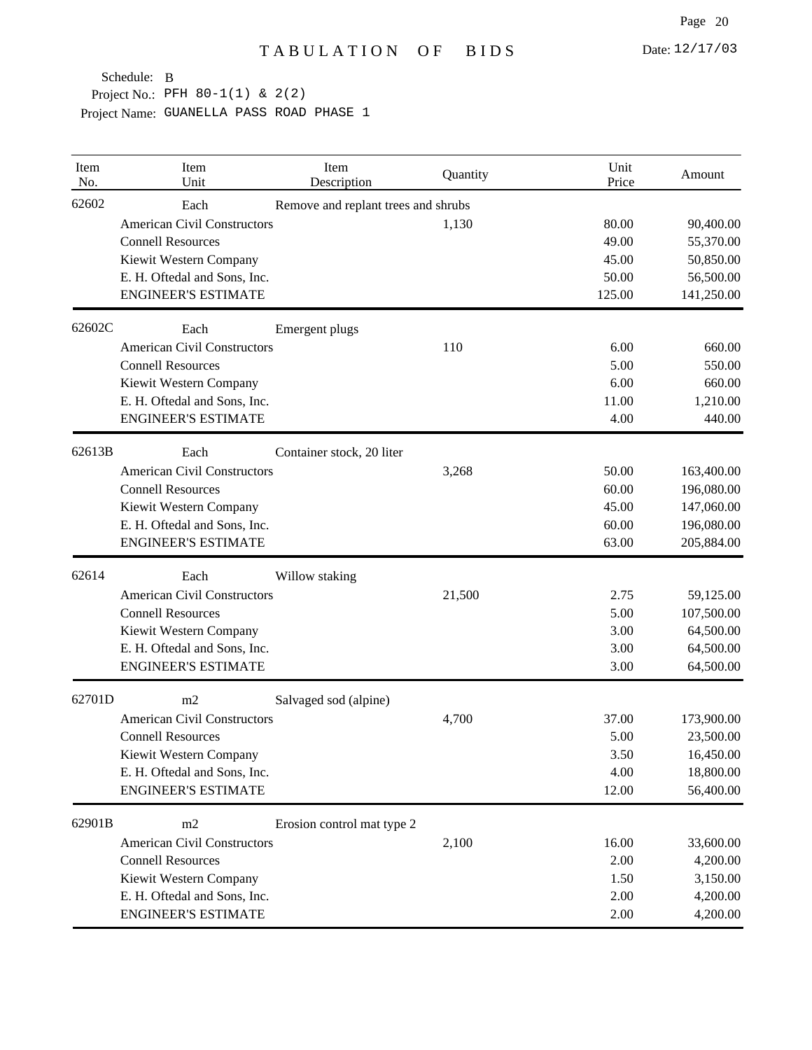# TABULATION OF BIDS

Date: 12/17/03

Schedule: B
Project No.: PFH 80-1(1) & 2(2)
Project Name: GUANELLA PASS ROAD PHASE 1

| Item No. | Item Unit | Item Description | Quantity | Unit Price | Amount |
|---|---|---|---|---|---|
| 62602 | Each | Remove and replant trees and shrubs | | | |
| | American Civil Constructors | | 1,130 | 80.00 | 90,400.00 |
| | Connell Resources | | | 49.00 | 55,370.00 |
| | Kiewit Western Company | | | 45.00 | 50,850.00 |
| | E. H. Oftedal and Sons, Inc. | | | 50.00 | 56,500.00 |
| | ENGINEER'S ESTIMATE | | | 125.00 | 141,250.00 |
| 62602C | Each | Emergent plugs | | | |
| | American Civil Constructors | | 110 | 6.00 | 660.00 |
| | Connell Resources | | | 5.00 | 550.00 |
| | Kiewit Western Company | | | 6.00 | 660.00 |
| | E. H. Oftedal and Sons, Inc. | | | 11.00 | 1,210.00 |
| | ENGINEER'S ESTIMATE | | | 4.00 | 440.00 |
| 62613B | Each | Container stock, 20 liter | | | |
| | American Civil Constructors | | 3,268 | 50.00 | 163,400.00 |
| | Connell Resources | | | 60.00 | 196,080.00 |
| | Kiewit Western Company | | | 45.00 | 147,060.00 |
| | E. H. Oftedal and Sons, Inc. | | | 60.00 | 196,080.00 |
| | ENGINEER'S ESTIMATE | | | 63.00 | 205,884.00 |
| 62614 | Each | Willow staking | | | |
| | American Civil Constructors | | 21,500 | 2.75 | 59,125.00 |
| | Connell Resources | | | 5.00 | 107,500.00 |
| | Kiewit Western Company | | | 3.00 | 64,500.00 |
| | E. H. Oftedal and Sons, Inc. | | | 3.00 | 64,500.00 |
| | ENGINEER'S ESTIMATE | | | 3.00 | 64,500.00 |
| 62701D | m2 | Salvaged sod (alpine) | | | |
| | American Civil Constructors | | 4,700 | 37.00 | 173,900.00 |
| | Connell Resources | | | 5.00 | 23,500.00 |
| | Kiewit Western Company | | | 3.50 | 16,450.00 |
| | E. H. Oftedal and Sons, Inc. | | | 4.00 | 18,800.00 |
| | ENGINEER'S ESTIMATE | | | 12.00 | 56,400.00 |
| 62901B | m2 | Erosion control mat type 2 | | | |
| | American Civil Constructors | | 2,100 | 16.00 | 33,600.00 |
| | Connell Resources | | | 2.00 | 4,200.00 |
| | Kiewit Western Company | | | 1.50 | 3,150.00 |
| | E. H. Oftedal and Sons, Inc. | | | 2.00 | 4,200.00 |
| | ENGINEER'S ESTIMATE | | | 2.00 | 4,200.00 |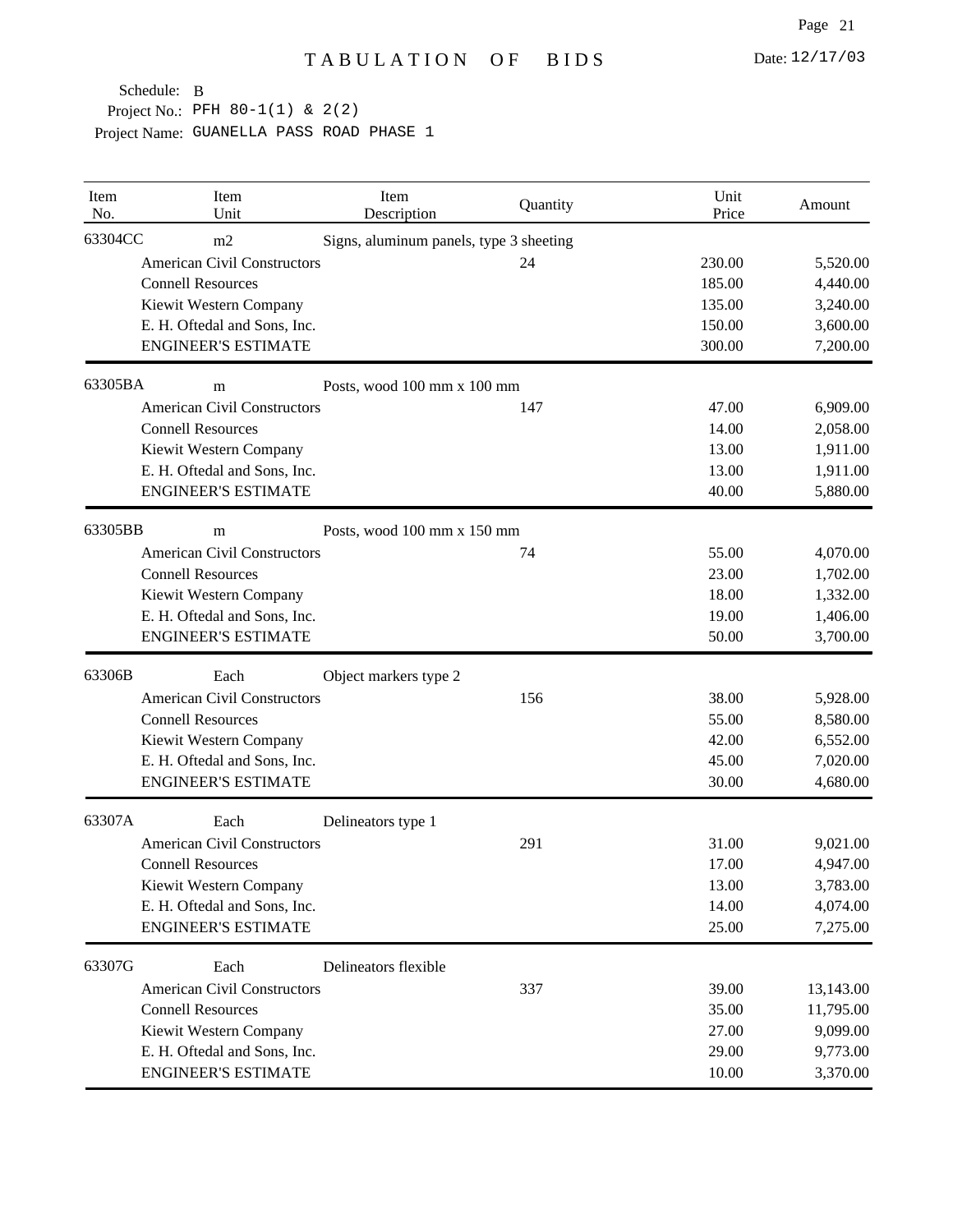# TABULATION OF BIDS

Date: 12/17/03

Schedule: B
Project No.: PFH 80-1(1) & 2(2)
Project Name: GUANELLA PASS ROAD PHASE 1

| Item No. | Item Unit | Item Description | Quantity | Unit Price | Amount |
|---|---|---|---|---|---|
| 63304CC | m2 | Signs, aluminum panels, type 3 sheeting | | | |
| | American Civil Constructors | | 24 | 230.00 | 5,520.00 |
| | Connell Resources | | | 185.00 | 4,440.00 |
| | Kiewit Western Company | | | 135.00 | 3,240.00 |
| | E. H. Oftedal and Sons, Inc. | | | 150.00 | 3,600.00 |
| | ENGINEER'S ESTIMATE | | | 300.00 | 7,200.00 |
| 63305BA | m | Posts, wood 100 mm x 100 mm | | | |
| | American Civil Constructors | | 147 | 47.00 | 6,909.00 |
| | Connell Resources | | | 14.00 | 2,058.00 |
| | Kiewit Western Company | | | 13.00 | 1,911.00 |
| | E. H. Oftedal and Sons, Inc. | | | 13.00 | 1,911.00 |
| | ENGINEER'S ESTIMATE | | | 40.00 | 5,880.00 |
| 63305BB | m | Posts, wood 100 mm x 150 mm | | | |
| | American Civil Constructors | | 74 | 55.00 | 4,070.00 |
| | Connell Resources | | | 23.00 | 1,702.00 |
| | Kiewit Western Company | | | 18.00 | 1,332.00 |
| | E. H. Oftedal and Sons, Inc. | | | 19.00 | 1,406.00 |
| | ENGINEER'S ESTIMATE | | | 50.00 | 3,700.00 |
| 63306B | Each | Object markers type 2 | | | |
| | American Civil Constructors | | 156 | 38.00 | 5,928.00 |
| | Connell Resources | | | 55.00 | 8,580.00 |
| | Kiewit Western Company | | | 42.00 | 6,552.00 |
| | E. H. Oftedal and Sons, Inc. | | | 45.00 | 7,020.00 |
| | ENGINEER'S ESTIMATE | | | 30.00 | 4,680.00 |
| 63307A | Each | Delineators type 1 | | | |
| | American Civil Constructors | | 291 | 31.00 | 9,021.00 |
| | Connell Resources | | | 17.00 | 4,947.00 |
| | Kiewit Western Company | | | 13.00 | 3,783.00 |
| | E. H. Oftedal and Sons, Inc. | | | 14.00 | 4,074.00 |
| | ENGINEER'S ESTIMATE | | | 25.00 | 7,275.00 |
| 63307G | Each | Delineators flexible | | | |
| | American Civil Constructors | | 337 | 39.00 | 13,143.00 |
| | Connell Resources | | | 35.00 | 11,795.00 |
| | Kiewit Western Company | | | 27.00 | 9,099.00 |
| | E. H. Oftedal and Sons, Inc. | | | 29.00 | 9,773.00 |
| | ENGINEER'S ESTIMATE | | | 10.00 | 3,370.00 |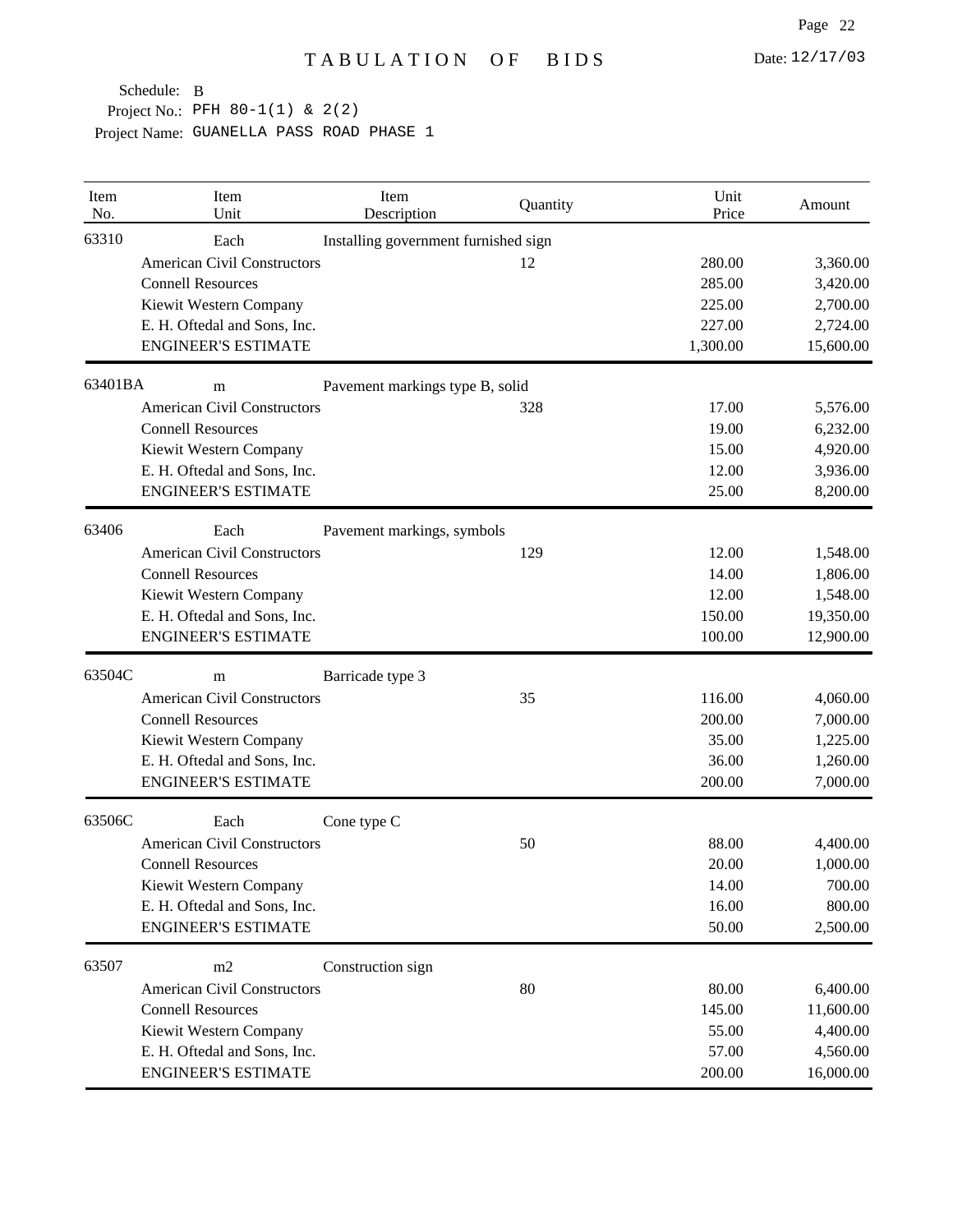# TABULATION OF BIDS

Date: 12/17/03

Schedule: B
Project No.: PFH 80-1(1) & 2(2)
Project Name: GUANELLA PASS ROAD PHASE 1

| Item No. | Item Unit | Item Description | Quantity | Unit Price | Amount |
|---|---|---|---|---|---|
| 63310 | Each | Installing government furnished sign | | | |
| | American Civil Constructors | | 12 | 280.00 | 3,360.00 |
| | Connell Resources | | | 285.00 | 3,420.00 |
| | Kiewit Western Company | | | 225.00 | 2,700.00 |
| | E. H. Oftedal and Sons, Inc. | | | 227.00 | 2,724.00 |
| | ENGINEER'S ESTIMATE | | | 1,300.00 | 15,600.00 |
| 63401BA | m | Pavement markings type B, solid | | | |
| | American Civil Constructors | | 328 | 17.00 | 5,576.00 |
| | Connell Resources | | | 19.00 | 6,232.00 |
| | Kiewit Western Company | | | 15.00 | 4,920.00 |
| | E. H. Oftedal and Sons, Inc. | | | 12.00 | 3,936.00 |
| | ENGINEER'S ESTIMATE | | | 25.00 | 8,200.00 |
| 63406 | Each | Pavement markings, symbols | | | |
| | American Civil Constructors | | 129 | 12.00 | 1,548.00 |
| | Connell Resources | | | 14.00 | 1,806.00 |
| | Kiewit Western Company | | | 12.00 | 1,548.00 |
| | E. H. Oftedal and Sons, Inc. | | | 150.00 | 19,350.00 |
| | ENGINEER'S ESTIMATE | | | 100.00 | 12,900.00 |
| 63504C | m | Barricade type 3 | | | |
| | American Civil Constructors | | 35 | 116.00 | 4,060.00 |
| | Connell Resources | | | 200.00 | 7,000.00 |
| | Kiewit Western Company | | | 35.00 | 1,225.00 |
| | E. H. Oftedal and Sons, Inc. | | | 36.00 | 1,260.00 |
| | ENGINEER'S ESTIMATE | | | 200.00 | 7,000.00 |
| 63506C | Each | Cone type C | | | |
| | American Civil Constructors | | 50 | 88.00 | 4,400.00 |
| | Connell Resources | | | 20.00 | 1,000.00 |
| | Kiewit Western Company | | | 14.00 | 700.00 |
| | E. H. Oftedal and Sons, Inc. | | | 16.00 | 800.00 |
| | ENGINEER'S ESTIMATE | | | 50.00 | 2,500.00 |
| 63507 | m2 | Construction sign | | | |
| | American Civil Constructors | | 80 | 80.00 | 6,400.00 |
| | Connell Resources | | | 145.00 | 11,600.00 |
| | Kiewit Western Company | | | 55.00 | 4,400.00 |
| | E. H. Oftedal and Sons, Inc. | | | 57.00 | 4,560.00 |
| | ENGINEER'S ESTIMATE | | | 200.00 | 16,000.00 |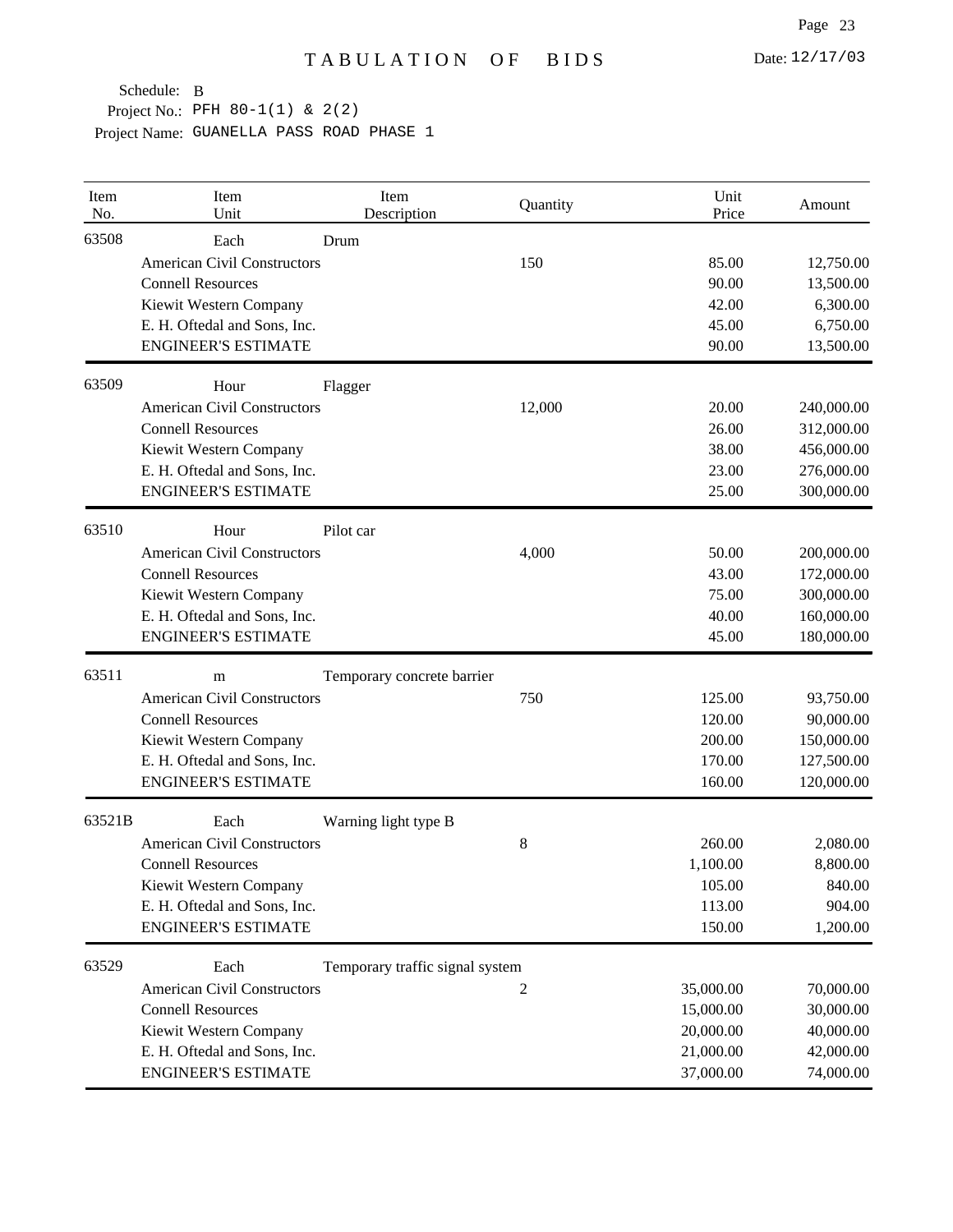# TABULATION OF BIDS

Date: 12/17/03

Schedule: B

Project No.: PFH 80-1(1) & 2(2)

Project Name: GUANELLA PASS ROAD PHASE 1

| Item No. | Item Unit | Item Description | Quantity | Unit Price | Amount |
|---|---|---|---|---|---|
| 63508 | Each | Drum | | | |
| | American Civil Constructors | | 150 | 85.00 | 12,750.00 |
| | Connell Resources | | | 90.00 | 13,500.00 |
| | Kiewit Western Company | | | 42.00 | 6,300.00 |
| | E. H. Oftedal and Sons, Inc. | | | 45.00 | 6,750.00 |
| | ENGINEER'S ESTIMATE | | | 90.00 | 13,500.00 |
| 63509 | Hour | Flagger | | | |
| | American Civil Constructors | | 12,000 | 20.00 | 240,000.00 |
| | Connell Resources | | | 26.00 | 312,000.00 |
| | Kiewit Western Company | | | 38.00 | 456,000.00 |
| | E. H. Oftedal and Sons, Inc. | | | 23.00 | 276,000.00 |
| | ENGINEER'S ESTIMATE | | | 25.00 | 300,000.00 |
| 63510 | Hour | Pilot car | | | |
| | American Civil Constructors | | 4,000 | 50.00 | 200,000.00 |
| | Connell Resources | | | 43.00 | 172,000.00 |
| | Kiewit Western Company | | | 75.00 | 300,000.00 |
| | E. H. Oftedal and Sons, Inc. | | | 40.00 | 160,000.00 |
| | ENGINEER'S ESTIMATE | | | 45.00 | 180,000.00 |
| 63511 | m | Temporary concrete barrier | | | |
| | American Civil Constructors | | 750 | 125.00 | 93,750.00 |
| | Connell Resources | | | 120.00 | 90,000.00 |
| | Kiewit Western Company | | | 200.00 | 150,000.00 |
| | E. H. Oftedal and Sons, Inc. | | | 170.00 | 127,500.00 |
| | ENGINEER'S ESTIMATE | | | 160.00 | 120,000.00 |
| 63521B | Each | Warning light type B | | | |
| | American Civil Constructors | | 8 | 260.00 | 2,080.00 |
| | Connell Resources | | | 1,100.00 | 8,800.00 |
| | Kiewit Western Company | | | 105.00 | 840.00 |
| | E. H. Oftedal and Sons, Inc. | | | 113.00 | 904.00 |
| | ENGINEER'S ESTIMATE | | | 150.00 | 1,200.00 |
| 63529 | Each | Temporary traffic signal system | | | |
| | American Civil Constructors | | 2 | 35,000.00 | 70,000.00 |
| | Connell Resources | | | 15,000.00 | 30,000.00 |
| | Kiewit Western Company | | | 20,000.00 | 40,000.00 |
| | E. H. Oftedal and Sons, Inc. | | | 21,000.00 | 42,000.00 |
| | ENGINEER'S ESTIMATE | | | 37,000.00 | 74,000.00 |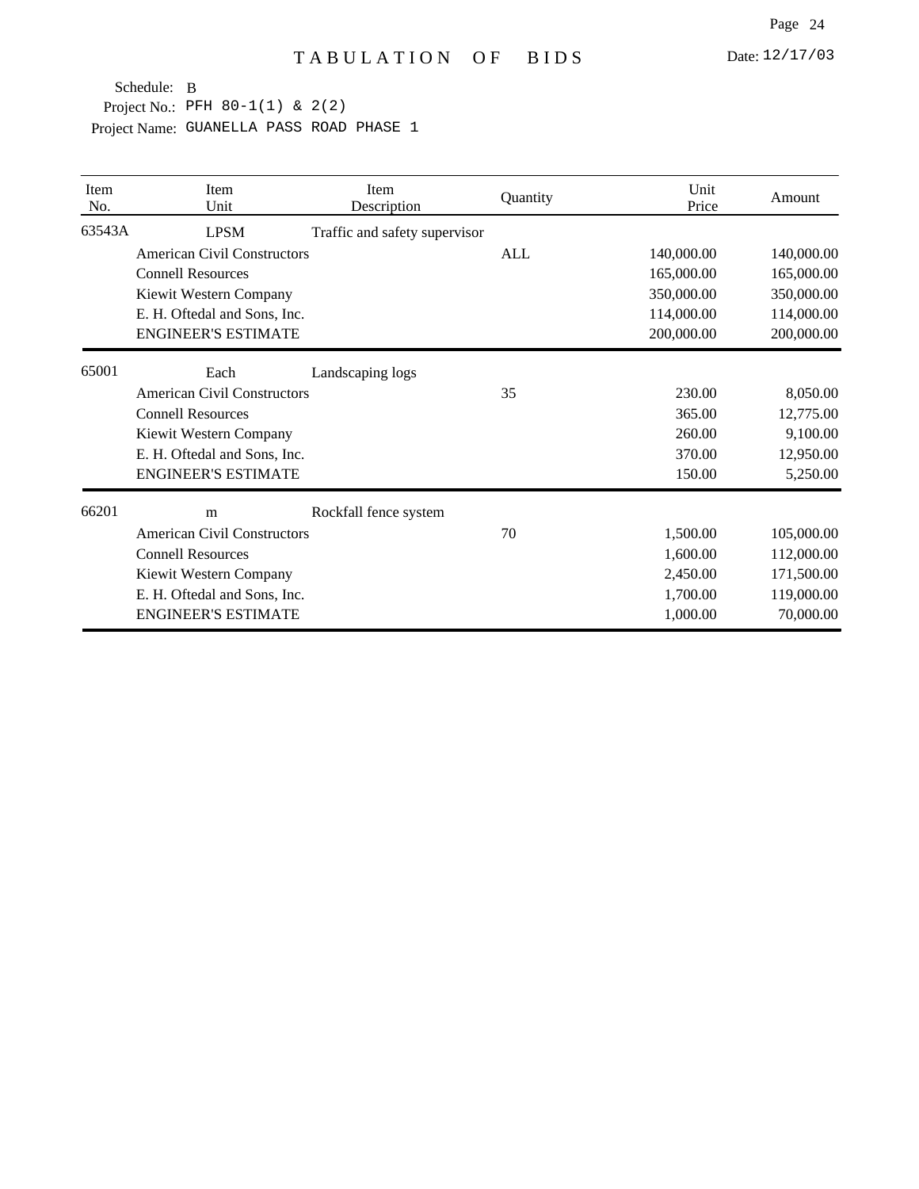# TABULATION OF BIDS

Date: 12/17/03

Schedule: B
Project No.: PFH 80-1(1) & 2(2)
Project Name: GUANELLA PASS ROAD PHASE 1

| Item No. | Item Unit | Item Description | Quantity | Unit Price | Amount |
|---|---|---|---|---|---|
| 63543A | LPSM | Traffic and safety supervisor | | | |
| | American Civil Constructors | | ALL | 140,000.00 | 140,000.00 |
| | Connell Resources | | | 165,000.00 | 165,000.00 |
| | Kiewit Western Company | | | 350,000.00 | 350,000.00 |
| | E. H. Oftedal and Sons, Inc. | | | 114,000.00 | 114,000.00 |
| | ENGINEER'S ESTIMATE | | | 200,000.00 | 200,000.00 |
| 65001 | Each | Landscaping logs | | | |
| | American Civil Constructors | | 35 | 230.00 | 8,050.00 |
| | Connell Resources | | | 365.00 | 12,775.00 |
| | Kiewit Western Company | | | 260.00 | 9,100.00 |
| | E. H. Oftedal and Sons, Inc. | | | 370.00 | 12,950.00 |
| | ENGINEER'S ESTIMATE | | | 150.00 | 5,250.00 |
| 66201 | m | Rockfall fence system | | | |
| | American Civil Constructors | | 70 | 1,500.00 | 105,000.00 |
| | Connell Resources | | | 1,600.00 | 112,000.00 |
| | Kiewit Western Company | | | 2,450.00 | 171,500.00 |
| | E. H. Oftedal and Sons, Inc. | | | 1,700.00 | 119,000.00 |
| | ENGINEER'S ESTIMATE | | | 1,000.00 | 70,000.00 |